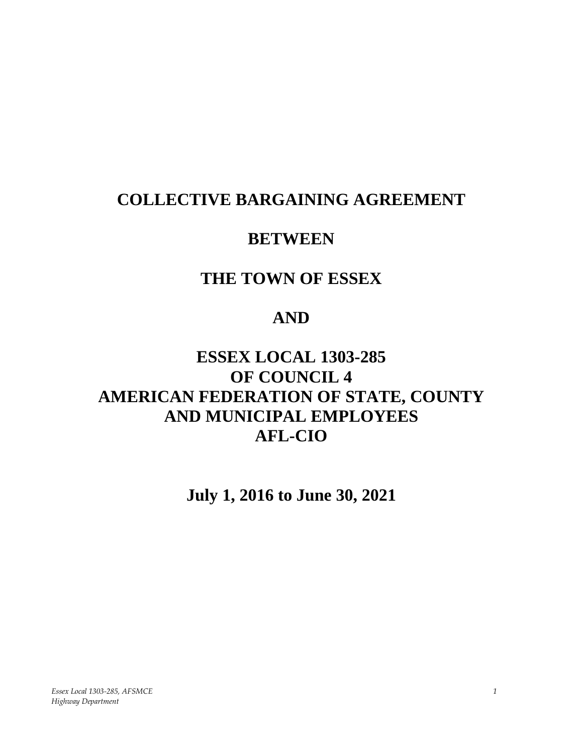# COLLECTIVE BARGAINING AGREEMENT

# BETWEEN

# THE TOWN OF ESSEX

# AND

# ESSEX LOCAL 1303-285
# OF COUNCIL 4
# AMERICAN FEDERATION OF STATE, COUNTY AND MUNICIPAL EMPLOYEES
# AFL-CIO

## July 1, 2016 to June 30, 2021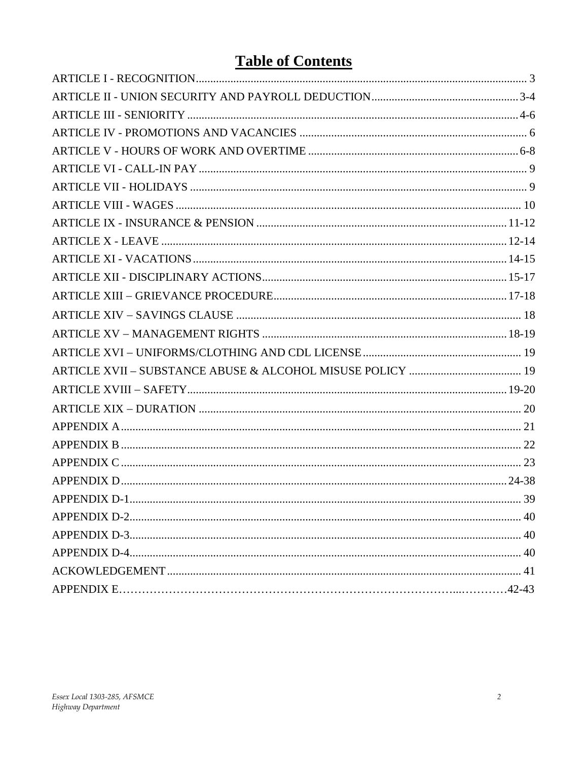# Table of Contents

| | |
|---|---|
| ARTICLE I - RECOGNITION | 3 |
| ARTICLE II - UNION SECURITY AND PAYROLL DEDUCTION | 3-4 |
| ARTICLE III - SENIORITY | 4-6 |
| ARTICLE IV - PROMOTIONS AND VACANCIES | 6 |
| ARTICLE V - HOURS OF WORK AND OVERTIME | 6-8 |
| ARTICLE VI - CALL-IN PAY | 9 |
| ARTICLE VII - HOLIDAYS | 9 |
| ARTICLE VIII - WAGES | 10 |
| ARTICLE IX - INSURANCE & PENSION | 11-12 |
| ARTICLE X - LEAVE | 12-14 |
| ARTICLE XI - VACATIONS | 14-15 |
| ARTICLE XII - DISCIPLINARY ACTIONS | 15-17 |
| ARTICLE XIII – GRIEVANCE PROCEDURE | 17-18 |
| ARTICLE XIV – SAVINGS CLAUSE | 18 |
| ARTICLE XV – MANAGEMENT RIGHTS | 18-19 |
| ARTICLE XVI – UNIFORMS/CLOTHING AND CDL LICENSE | 19 |
| ARTICLE XVII – SUBSTANCE ABUSE & ALCOHOL MISUSE POLICY | 19 |
| ARTICLE XVIII – SAFETY | 19-20 |
| ARTICLE XIX – DURATION | 20 |
| APPENDIX A | 21 |
| APPENDIX B | 22 |
| APPENDIX C | 23 |
| APPENDIX D | 24-38 |
| APPENDIX D-1 | 39 |
| APPENDIX D-2 | 40 |
| APPENDIX D-3 | 40 |
| APPENDIX D-4 | 40 |
| ACKOWLEDGEMENT | 41 |
| APPENDIX E | 42-43 |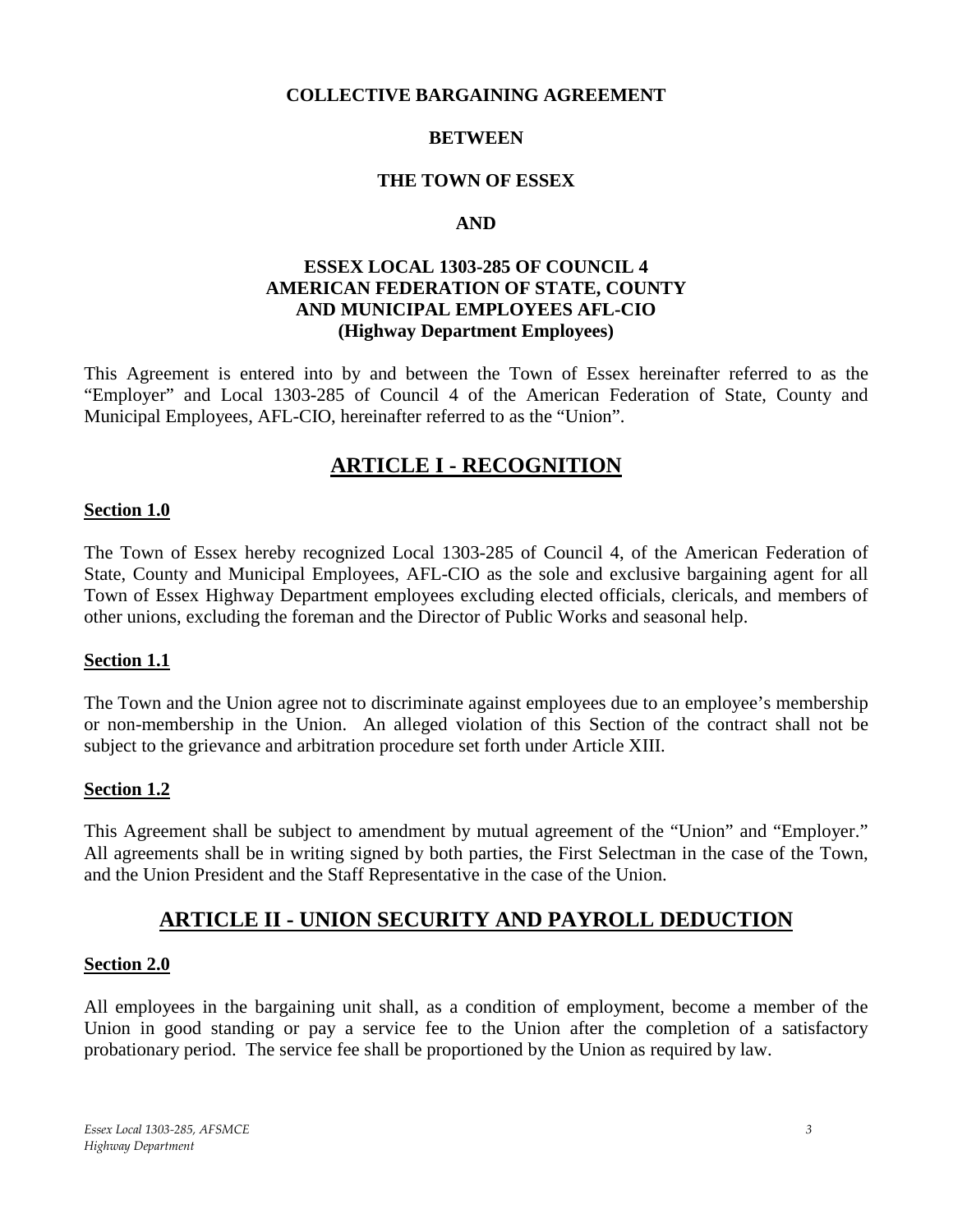**COLLECTIVE BARGAINING AGREEMENT**

**BETWEEN**

**THE TOWN OF ESSEX**

**AND**

**ESSEX LOCAL 1303-285 OF COUNCIL 4**
**AMERICAN FEDERATION OF STATE, COUNTY**
**AND MUNICIPAL EMPLOYEES AFL-CIO**
**(Highway Department Employees)**

This Agreement is entered into by and between the Town of Essex hereinafter referred to as the "Employer" and Local 1303-285 of Council 4 of the American Federation of State, County and Municipal Employees, AFL-CIO, hereinafter referred to as the "Union".

## ARTICLE I - RECOGNITION

### Section 1.0

The Town of Essex hereby recognized Local 1303-285 of Council 4, of the American Federation of State, County and Municipal Employees, AFL-CIO as the sole and exclusive bargaining agent for all Town of Essex Highway Department employees excluding elected officials, clericals, and members of other unions, excluding the foreman and the Director of Public Works and seasonal help.

### Section 1.1

The Town and the Union agree not to discriminate against employees due to an employee's membership or non-membership in the Union. An alleged violation of this Section of the contract shall not be subject to the grievance and arbitration procedure set forth under Article XIII.

### Section 1.2

This Agreement shall be subject to amendment by mutual agreement of the "Union" and "Employer." All agreements shall be in writing signed by both parties, the First Selectman in the case of the Town, and the Union President and the Staff Representative in the case of the Union.

## ARTICLE II - UNION SECURITY AND PAYROLL DEDUCTION

### Section 2.0

All employees in the bargaining unit shall, as a condition of employment, become a member of the Union in good standing or pay a service fee to the Union after the completion of a satisfactory probationary period. The service fee shall be proportioned by the Union as required by law.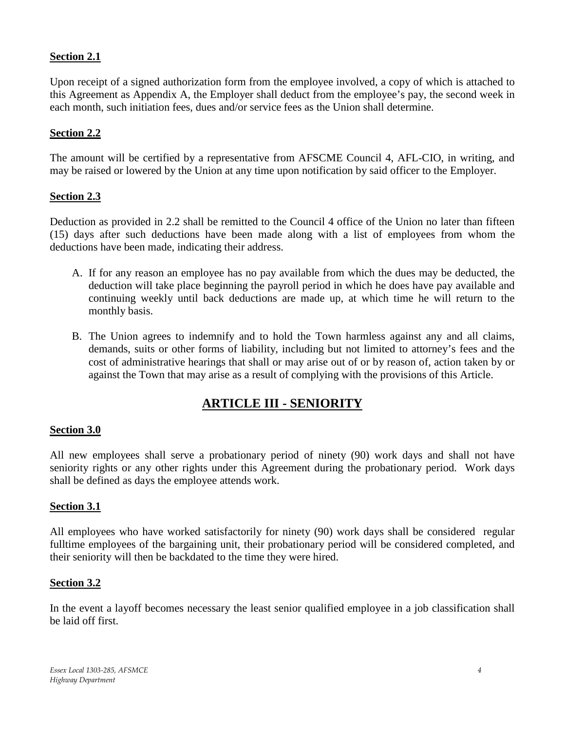**Section 2.1**

Upon receipt of a signed authorization form from the employee involved, a copy of which is attached to this Agreement as Appendix A, the Employer shall deduct from the employee's pay, the second week in each month, such initiation fees, dues and/or service fees as the Union shall determine.

**Section 2.2**

The amount will be certified by a representative from AFSCME Council 4, AFL-CIO, in writing, and may be raised or lowered by the Union at any time upon notification by said officer to the Employer.

**Section 2.3**

Deduction as provided in 2.2 shall be remitted to the Council 4 office of the Union no later than fifteen (15) days after such deductions have been made along with a list of employees from whom the deductions have been made, indicating their address.

A. If for any reason an employee has no pay available from which the dues may be deducted, the deduction will take place beginning the payroll period in which he does have pay available and continuing weekly until back deductions are made up, at which time he will return to the monthly basis.

B. The Union agrees to indemnify and to hold the Town harmless against any and all claims, demands, suits or other forms of liability, including but not limited to attorney's fees and the cost of administrative hearings that shall or may arise out of or by reason of, action taken by or against the Town that may arise as a result of complying with the provisions of this Article.

## ARTICLE III - SENIORITY

**Section 3.0**

All new employees shall serve a probationary period of ninety (90) work days and shall not have seniority rights or any other rights under this Agreement during the probationary period. Work days shall be defined as days the employee attends work.

**Section 3.1**

All employees who have worked satisfactorily for ninety (90) work days shall be considered regular fulltime employees of the bargaining unit, their probationary period will be considered completed, and their seniority will then be backdated to the time they were hired.

**Section 3.2**

In the event a layoff becomes necessary the least senior qualified employee in a job classification shall be laid off first.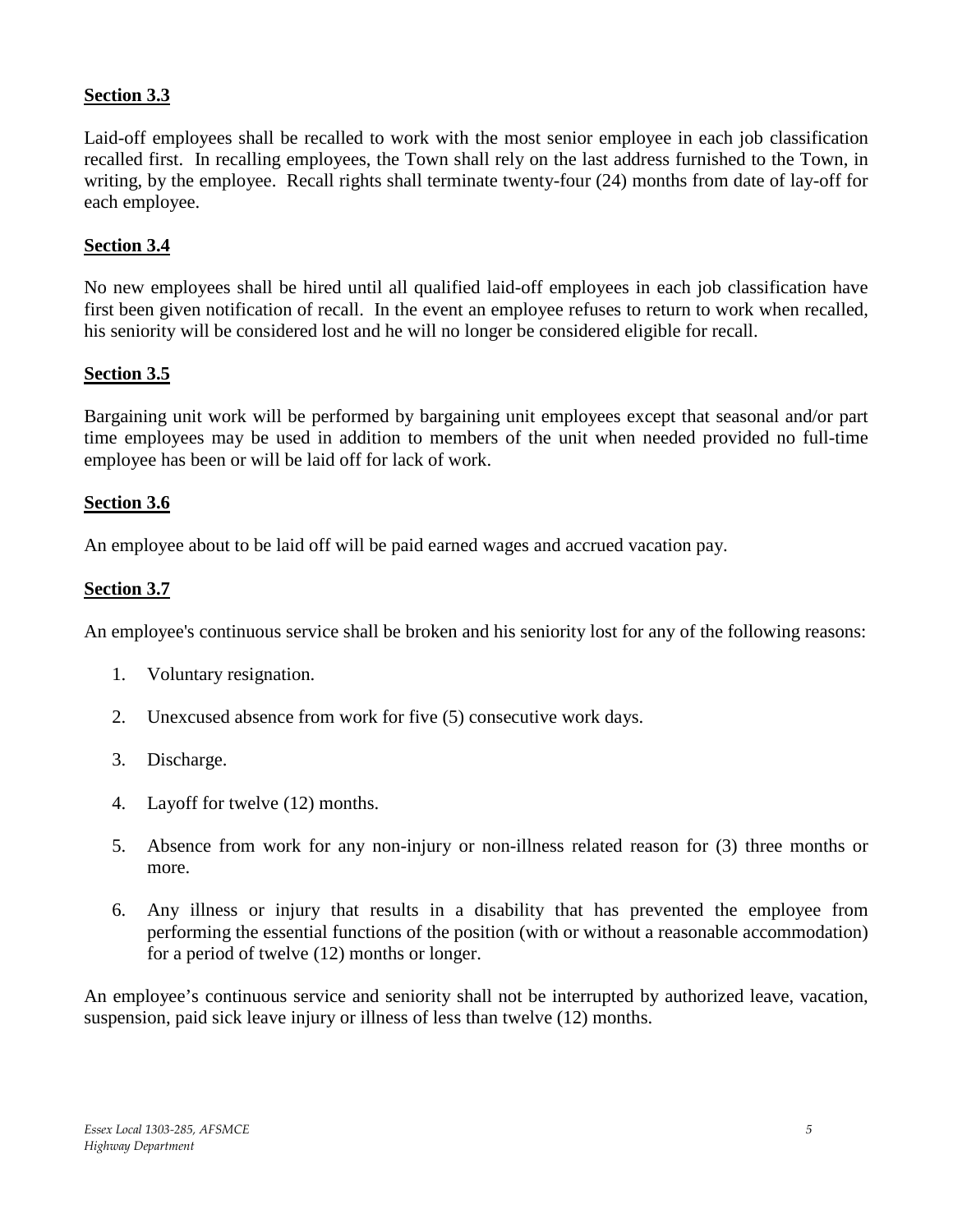**Section 3.3**

Laid-off employees shall be recalled to work with the most senior employee in each job classification recalled first. In recalling employees, the Town shall rely on the last address furnished to the Town, in writing, by the employee. Recall rights shall terminate twenty-four (24) months from date of lay-off for each employee.

**Section 3.4**

No new employees shall be hired until all qualified laid-off employees in each job classification have first been given notification of recall. In the event an employee refuses to return to work when recalled, his seniority will be considered lost and he will no longer be considered eligible for recall.

**Section 3.5**

Bargaining unit work will be performed by bargaining unit employees except that seasonal and/or part time employees may be used in addition to members of the unit when needed provided no full-time employee has been or will be laid off for lack of work.

**Section 3.6**

An employee about to be laid off will be paid earned wages and accrued vacation pay.

**Section 3.7**

An employee's continuous service shall be broken and his seniority lost for any of the following reasons:

1. Voluntary resignation.
2. Unexcused absence from work for five (5) consecutive work days.
3. Discharge.
4. Layoff for twelve (12) months.
5. Absence from work for any non-injury or non-illness related reason for (3) three months or more.
6. Any illness or injury that results in a disability that has prevented the employee from performing the essential functions of the position (with or without a reasonable accommodation) for a period of twelve (12) months or longer.

An employee's continuous service and seniority shall not be interrupted by authorized leave, vacation, suspension, paid sick leave injury or illness of less than twelve (12) months.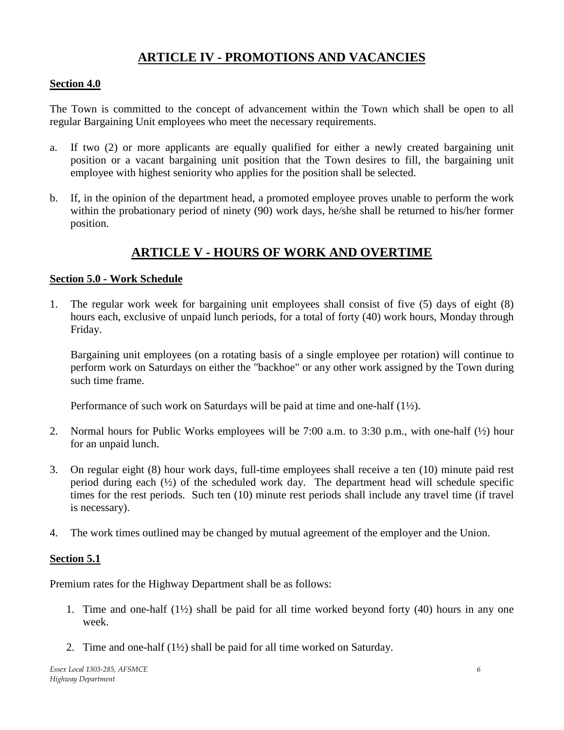## ARTICLE IV - PROMOTIONS AND VACANCIES

### Section 4.0

The Town is committed to the concept of advancement within the Town which shall be open to all regular Bargaining Unit employees who meet the necessary requirements.

a. If two (2) or more applicants are equally qualified for either a newly created bargaining unit position or a vacant bargaining unit position that the Town desires to fill, the bargaining unit employee with highest seniority who applies for the position shall be selected.

b. If, in the opinion of the department head, a promoted employee proves unable to perform the work within the probationary period of ninety (90) work days, he/she shall be returned to his/her former position.

## ARTICLE V - HOURS OF WORK AND OVERTIME

### Section 5.0 - Work Schedule

1. The regular work week for bargaining unit employees shall consist of five (5) days of eight (8) hours each, exclusive of unpaid lunch periods, for a total of forty (40) work hours, Monday through Friday.

   Bargaining unit employees (on a rotating basis of a single employee per rotation) will continue to perform work on Saturdays on either the "backhoe" or any other work assigned by the Town during such time frame.

   Performance of such work on Saturdays will be paid at time and one-half (1½).

2. Normal hours for Public Works employees will be 7:00 a.m. to 3:30 p.m., with one-half (½) hour for an unpaid lunch.

3. On regular eight (8) hour work days, full-time employees shall receive a ten (10) minute paid rest period during each (½) of the scheduled work day. The department head will schedule specific times for the rest periods. Such ten (10) minute rest periods shall include any travel time (if travel is necessary).

4. The work times outlined may be changed by mutual agreement of the employer and the Union.

### Section 5.1

Premium rates for the Highway Department shall be as follows:

1. Time and one-half (1½) shall be paid for all time worked beyond forty (40) hours in any one week.

2. Time and one-half (1½) shall be paid for all time worked on Saturday.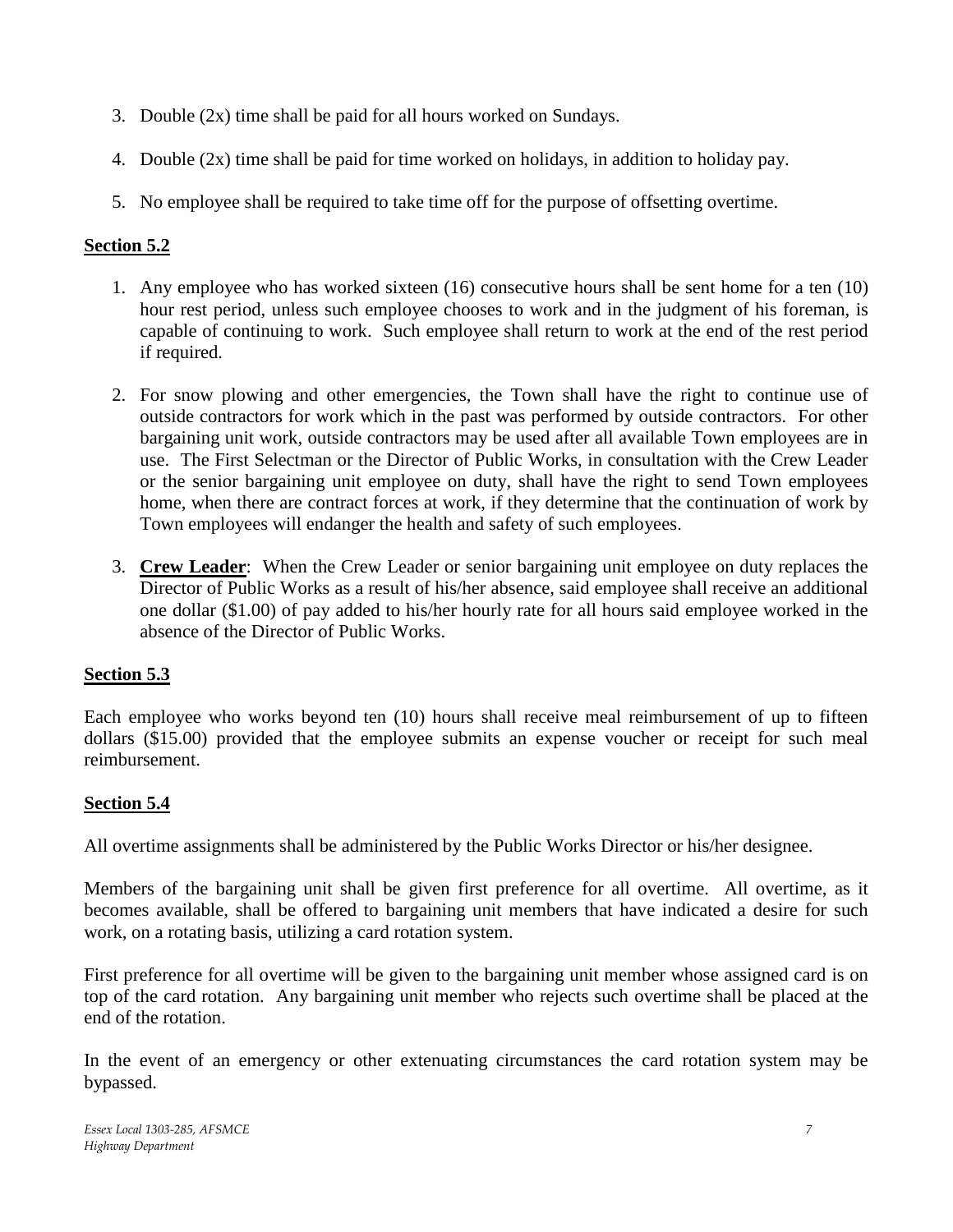3. Double (2x) time shall be paid for all hours worked on Sundays.

4. Double (2x) time shall be paid for time worked on holidays, in addition to holiday pay.

5. No employee shall be required to take time off for the purpose of offsetting overtime.

**Section 5.2**

1. Any employee who has worked sixteen (16) consecutive hours shall be sent home for a ten (10) hour rest period, unless such employee chooses to work and in the judgment of his foreman, is capable of continuing to work. Such employee shall return to work at the end of the rest period if required.

2. For snow plowing and other emergencies, the Town shall have the right to continue use of outside contractors for work which in the past was performed by outside contractors. For other bargaining unit work, outside contractors may be used after all available Town employees are in use. The First Selectman or the Director of Public Works, in consultation with the Crew Leader or the senior bargaining unit employee on duty, shall have the right to send Town employees home, when there are contract forces at work, if they determine that the continuation of work by Town employees will endanger the health and safety of such employees.

3. **Crew Leader**: When the Crew Leader or senior bargaining unit employee on duty replaces the Director of Public Works as a result of his/her absence, said employee shall receive an additional one dollar ($1.00) of pay added to his/her hourly rate for all hours said employee worked in the absence of the Director of Public Works.

**Section 5.3**

Each employee who works beyond ten (10) hours shall receive meal reimbursement of up to fifteen dollars ($15.00) provided that the employee submits an expense voucher or receipt for such meal reimbursement.

**Section 5.4**

All overtime assignments shall be administered by the Public Works Director or his/her designee.

Members of the bargaining unit shall be given first preference for all overtime. All overtime, as it becomes available, shall be offered to bargaining unit members that have indicated a desire for such work, on a rotating basis, utilizing a card rotation system.

First preference for all overtime will be given to the bargaining unit member whose assigned card is on top of the card rotation. Any bargaining unit member who rejects such overtime shall be placed at the end of the rotation.

In the event of an emergency or other extenuating circumstances the card rotation system may be bypassed.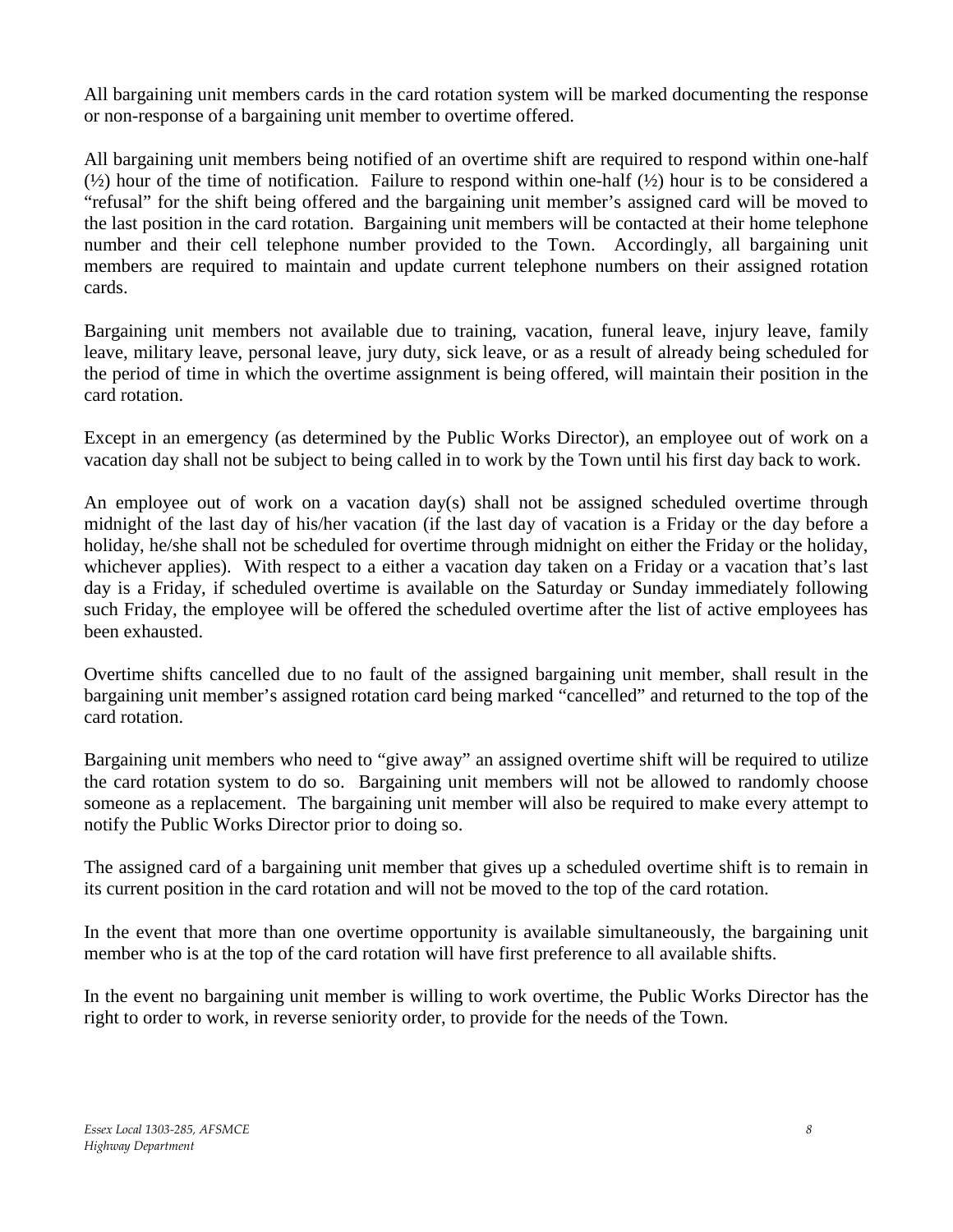All bargaining unit members cards in the card rotation system will be marked documenting the response or non-response of a bargaining unit member to overtime offered.

All bargaining unit members being notified of an overtime shift are required to respond within one-half (½) hour of the time of notification. Failure to respond within one-half (½) hour is to be considered a "refusal" for the shift being offered and the bargaining unit member's assigned card will be moved to the last position in the card rotation. Bargaining unit members will be contacted at their home telephone number and their cell telephone number provided to the Town. Accordingly, all bargaining unit members are required to maintain and update current telephone numbers on their assigned rotation cards.

Bargaining unit members not available due to training, vacation, funeral leave, injury leave, family leave, military leave, personal leave, jury duty, sick leave, or as a result of already being scheduled for the period of time in which the overtime assignment is being offered, will maintain their position in the card rotation.

Except in an emergency (as determined by the Public Works Director), an employee out of work on a vacation day shall not be subject to being called in to work by the Town until his first day back to work.

An employee out of work on a vacation day(s) shall not be assigned scheduled overtime through midnight of the last day of his/her vacation (if the last day of vacation is a Friday or the day before a holiday, he/she shall not be scheduled for overtime through midnight on either the Friday or the holiday, whichever applies). With respect to a either a vacation day taken on a Friday or a vacation that's last day is a Friday, if scheduled overtime is available on the Saturday or Sunday immediately following such Friday, the employee will be offered the scheduled overtime after the list of active employees has been exhausted.

Overtime shifts cancelled due to no fault of the assigned bargaining unit member, shall result in the bargaining unit member's assigned rotation card being marked "cancelled" and returned to the top of the card rotation.

Bargaining unit members who need to "give away" an assigned overtime shift will be required to utilize the card rotation system to do so. Bargaining unit members will not be allowed to randomly choose someone as a replacement. The bargaining unit member will also be required to make every attempt to notify the Public Works Director prior to doing so.

The assigned card of a bargaining unit member that gives up a scheduled overtime shift is to remain in its current position in the card rotation and will not be moved to the top of the card rotation.

In the event that more than one overtime opportunity is available simultaneously, the bargaining unit member who is at the top of the card rotation will have first preference to all available shifts.

In the event no bargaining unit member is willing to work overtime, the Public Works Director has the right to order to work, in reverse seniority order, to provide for the needs of the Town.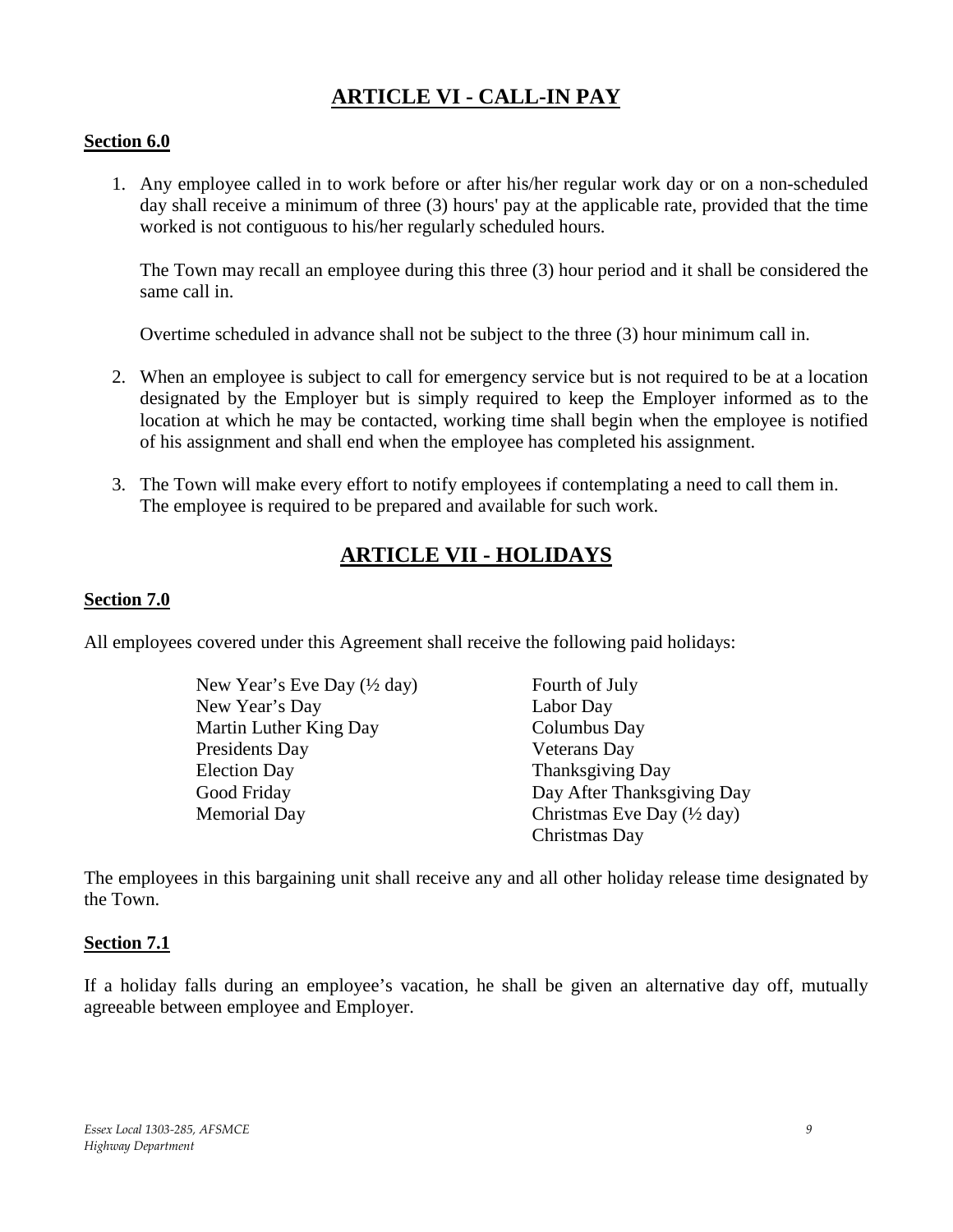## ARTICLE VI - CALL-IN PAY

### Section 6.0

1. Any employee called in to work before or after his/her regular work day or on a non-scheduled day shall receive a minimum of three (3) hours' pay at the applicable rate, provided that the time worked is not contiguous to his/her regularly scheduled hours.

   The Town may recall an employee during this three (3) hour period and it shall be considered the same call in.

   Overtime scheduled in advance shall not be subject to the three (3) hour minimum call in.

2. When an employee is subject to call for emergency service but is not required to be at a location designated by the Employer but is simply required to keep the Employer informed as to the location at which he may be contacted, working time shall begin when the employee is notified of his assignment and shall end when the employee has completed his assignment.

3. The Town will make every effort to notify employees if contemplating a need to call them in. The employee is required to be prepared and available for such work.

## ARTICLE VII - HOLIDAYS

### Section 7.0

All employees covered under this Agreement shall receive the following paid holidays:

- New Year's Eve Day (½ day)
- New Year's Day
- Martin Luther King Day
- Presidents Day
- Election Day
- Good Friday
- Memorial Day
- Fourth of July
- Labor Day
- Columbus Day
- Veterans Day
- Thanksgiving Day
- Day After Thanksgiving Day
- Christmas Eve Day (½ day)
- Christmas Day

The employees in this bargaining unit shall receive any and all other holiday release time designated by the Town.

### Section 7.1

If a holiday falls during an employee's vacation, he shall be given an alternative day off, mutually agreeable between employee and Employer.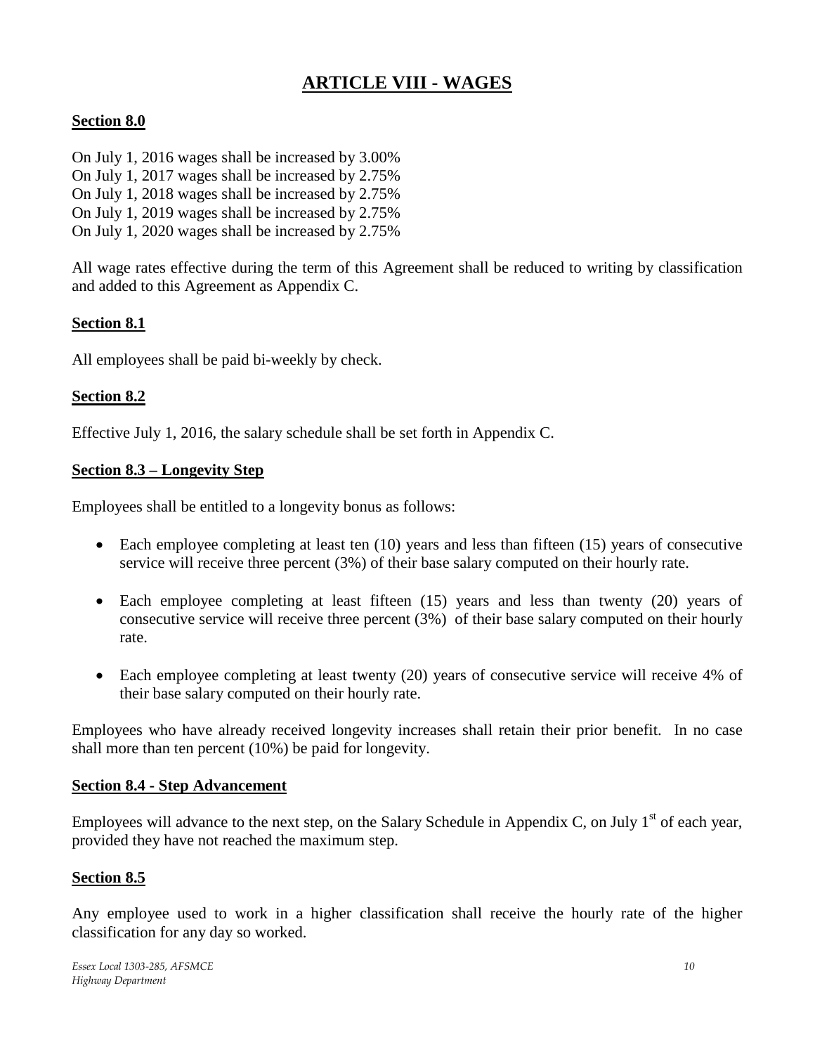# ARTICLE VIII - WAGES

**Section 8.0**

On July 1, 2016 wages shall be increased by 3.00%
On July 1, 2017 wages shall be increased by 2.75%
On July 1, 2018 wages shall be increased by 2.75%
On July 1, 2019 wages shall be increased by 2.75%
On July 1, 2020 wages shall be increased by 2.75%

All wage rates effective during the term of this Agreement shall be reduced to writing by classification and added to this Agreement as Appendix C.

**Section 8.1**

All employees shall be paid bi-weekly by check.

**Section 8.2**

Effective July 1, 2016, the salary schedule shall be set forth in Appendix C.

**Section 8.3 – Longevity Step**

Employees shall be entitled to a longevity bonus as follows:

- Each employee completing at least ten (10) years and less than fifteen (15) years of consecutive service will receive three percent (3%) of their base salary computed on their hourly rate.
- Each employee completing at least fifteen (15) years and less than twenty (20) years of consecutive service will receive three percent (3%) of their base salary computed on their hourly rate.
- Each employee completing at least twenty (20) years of consecutive service will receive 4% of their base salary computed on their hourly rate.

Employees who have already received longevity increases shall retain their prior benefit. In no case shall more than ten percent (10%) be paid for longevity.

**Section 8.4 - Step Advancement**

Employees will advance to the next step, on the Salary Schedule in Appendix C, on July 1st of each year, provided they have not reached the maximum step.

**Section 8.5**

Any employee used to work in a higher classification shall receive the hourly rate of the higher classification for any day so worked.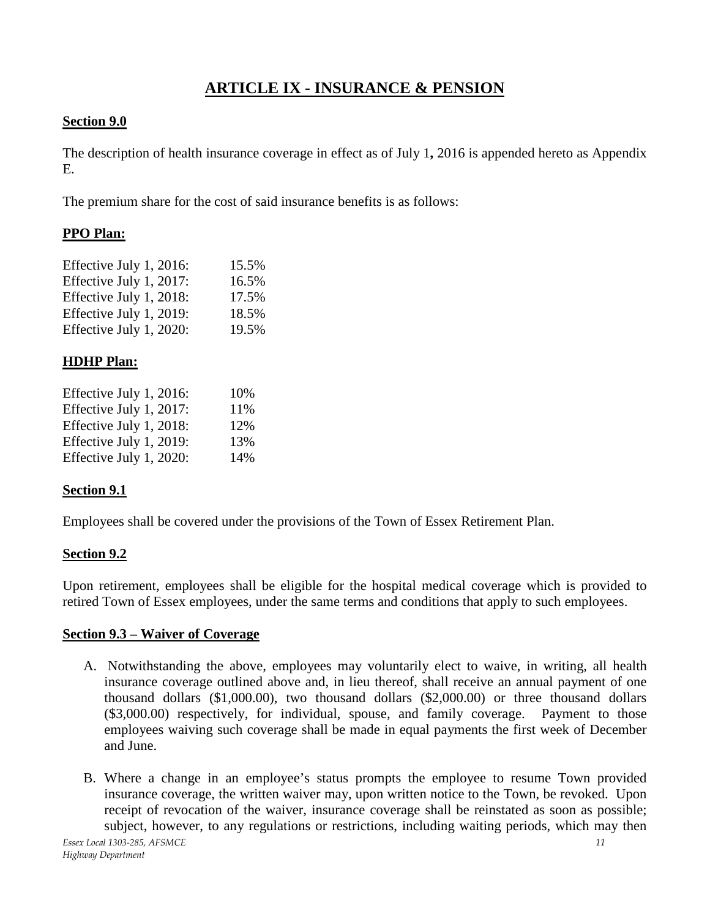# ARTICLE IX - INSURANCE & PENSION

**Section 9.0**

The description of health insurance coverage in effect as of July 1**,** 2016 is appended hereto as Appendix E.

The premium share for the cost of said insurance benefits is as follows:

**PPO Plan:**

| | |
|---|---|
| Effective July 1, 2016: | 15.5% |
| Effective July 1, 2017: | 16.5% |
| Effective July 1, 2018: | 17.5% |
| Effective July 1, 2019: | 18.5% |
| Effective July 1, 2020: | 19.5% |

**HDHP Plan:**

| | |
|---|---|
| Effective July 1, 2016: | 10% |
| Effective July 1, 2017: | 11% |
| Effective July 1, 2018: | 12% |
| Effective July 1, 2019: | 13% |
| Effective July 1, 2020: | 14% |

**Section 9.1**

Employees shall be covered under the provisions of the Town of Essex Retirement Plan.

**Section 9.2**

Upon retirement, employees shall be eligible for the hospital medical coverage which is provided to retired Town of Essex employees, under the same terms and conditions that apply to such employees.

**Section 9.3 – Waiver of Coverage**

A. Notwithstanding the above, employees may voluntarily elect to waive, in writing, all health insurance coverage outlined above and, in lieu thereof, shall receive an annual payment of one thousand dollars ($1,000.00), two thousand dollars ($2,000.00) or three thousand dollars ($3,000.00) respectively, for individual, spouse, and family coverage. Payment to those employees waiving such coverage shall be made in equal payments the first week of December and June.

B. Where a change in an employee's status prompts the employee to resume Town provided insurance coverage, the written waiver may, upon written notice to the Town, be revoked. Upon receipt of revocation of the waiver, insurance coverage shall be reinstated as soon as possible; subject, however, to any regulations or restrictions, including waiting periods, which may then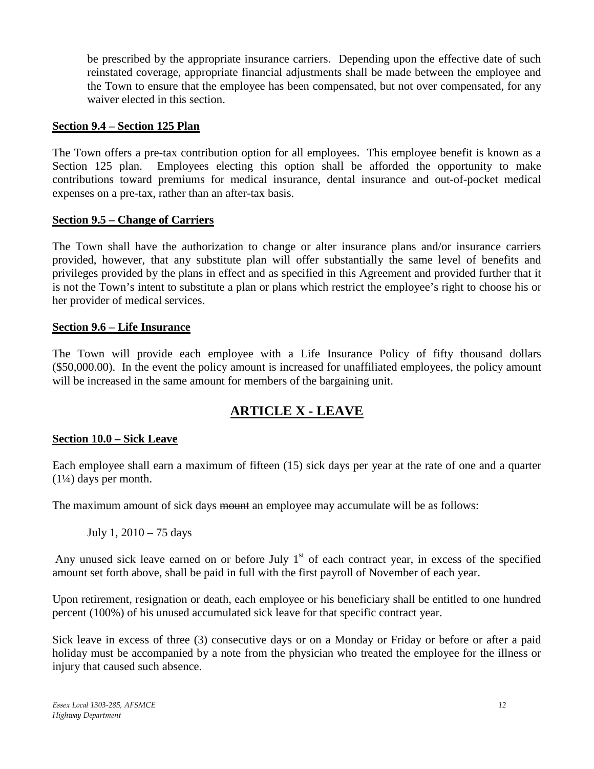be prescribed by the appropriate insurance carriers. Depending upon the effective date of such reinstated coverage, appropriate financial adjustments shall be made between the employee and the Town to ensure that the employee has been compensated, but not over compensated, for any waiver elected in this section.

**Section 9.4 – Section 125 Plan**

The Town offers a pre-tax contribution option for all employees. This employee benefit is known as a Section 125 plan. Employees electing this option shall be afforded the opportunity to make contributions toward premiums for medical insurance, dental insurance and out-of-pocket medical expenses on a pre-tax, rather than an after-tax basis.

**Section 9.5 – Change of Carriers**

The Town shall have the authorization to change or alter insurance plans and/or insurance carriers provided, however, that any substitute plan will offer substantially the same level of benefits and privileges provided by the plans in effect and as specified in this Agreement and provided further that it is not the Town's intent to substitute a plan or plans which restrict the employee's right to choose his or her provider of medical services.

**Section 9.6 – Life Insurance**

The Town will provide each employee with a Life Insurance Policy of fifty thousand dollars ($50,000.00). In the event the policy amount is increased for unaffiliated employees, the policy amount will be increased in the same amount for members of the bargaining unit.

## ARTICLE X - LEAVE

**Section 10.0 – Sick Leave**

Each employee shall earn a maximum of fifteen (15) sick days per year at the rate of one and a quarter (1¼) days per month.

The maximum amount of sick days ~~mount~~ an employee may accumulate will be as follows:

July 1, 2010 – 75 days

Any unused sick leave earned on or before July 1st of each contract year, in excess of the specified amount set forth above, shall be paid in full with the first payroll of November of each year.

Upon retirement, resignation or death, each employee or his beneficiary shall be entitled to one hundred percent (100%) of his unused accumulated sick leave for that specific contract year.

Sick leave in excess of three (3) consecutive days or on a Monday or Friday or before or after a paid holiday must be accompanied by a note from the physician who treated the employee for the illness or injury that caused such absence.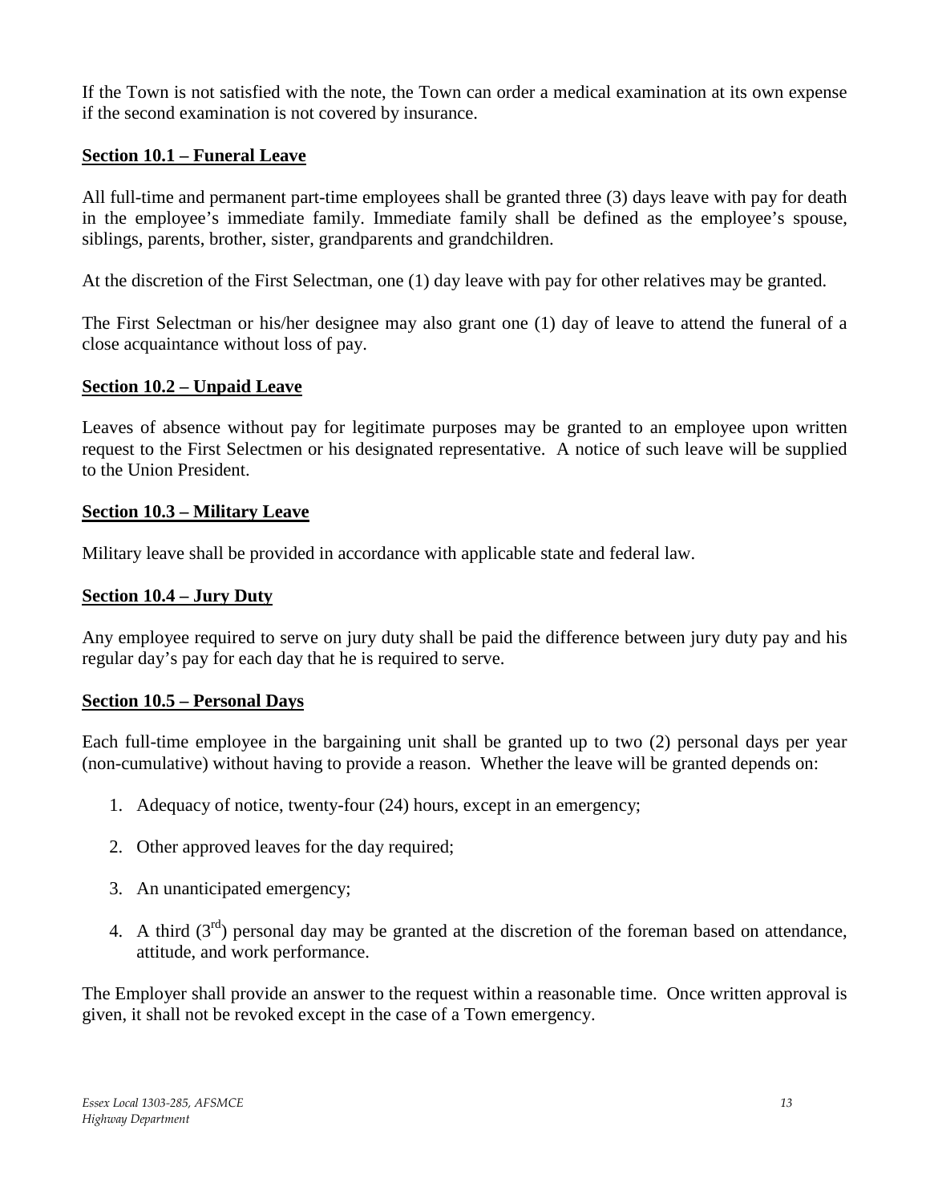If the Town is not satisfied with the note, the Town can order a medical examination at its own expense if the second examination is not covered by insurance.

**Section 10.1 – Funeral Leave**

All full-time and permanent part-time employees shall be granted three (3) days leave with pay for death in the employee's immediate family. Immediate family shall be defined as the employee's spouse, siblings, parents, brother, sister, grandparents and grandchildren.

At the discretion of the First Selectman, one (1) day leave with pay for other relatives may be granted.

The First Selectman or his/her designee may also grant one (1) day of leave to attend the funeral of a close acquaintance without loss of pay.

**Section 10.2 – Unpaid Leave**

Leaves of absence without pay for legitimate purposes may be granted to an employee upon written request to the First Selectmen or his designated representative. A notice of such leave will be supplied to the Union President.

**Section 10.3 – Military Leave**

Military leave shall be provided in accordance with applicable state and federal law.

**Section 10.4 – Jury Duty**

Any employee required to serve on jury duty shall be paid the difference between jury duty pay and his regular day's pay for each day that he is required to serve.

**Section 10.5 – Personal Days**

Each full-time employee in the bargaining unit shall be granted up to two (2) personal days per year (non-cumulative) without having to provide a reason. Whether the leave will be granted depends on:

1. Adequacy of notice, twenty-four (24) hours, except in an emergency;
2. Other approved leaves for the day required;
3. An unanticipated emergency;
4. A third (3rd) personal day may be granted at the discretion of the foreman based on attendance, attitude, and work performance.

The Employer shall provide an answer to the request within a reasonable time. Once written approval is given, it shall not be revoked except in the case of a Town emergency.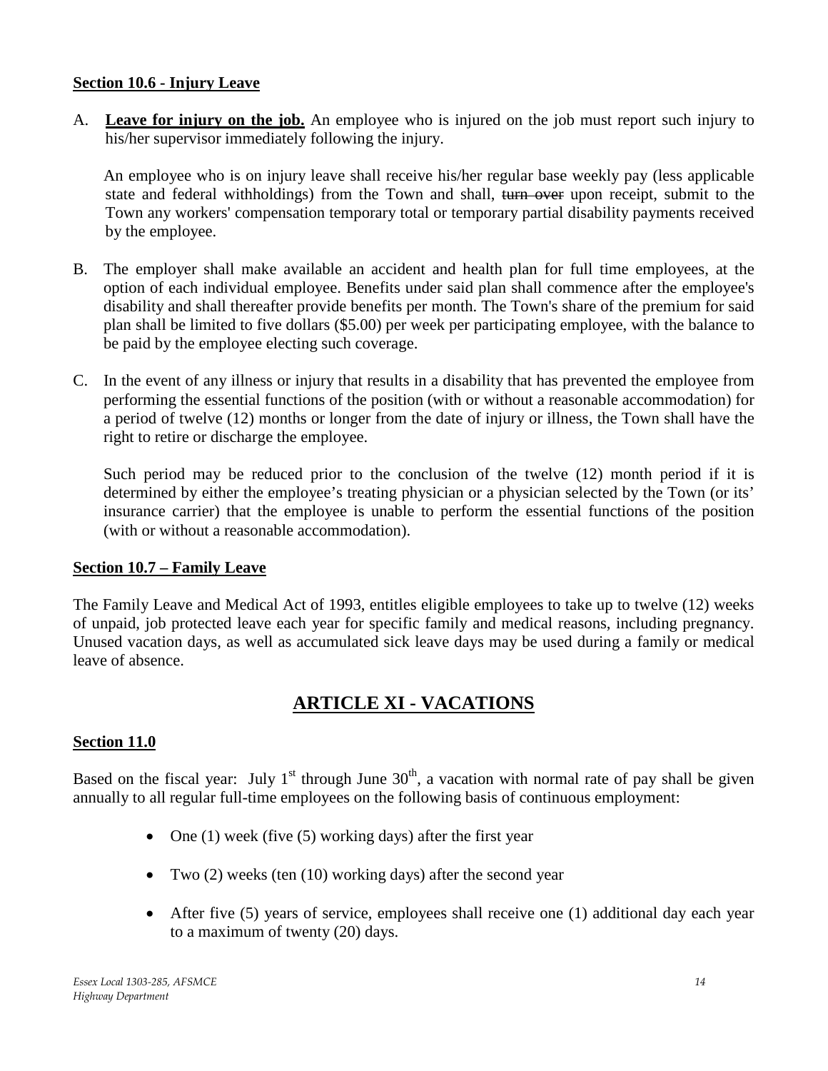**Section 10.6 - Injury Leave**

A. **Leave for injury on the job.** An employee who is injured on the job must report such injury to his/her supervisor immediately following the injury.

   An employee who is on injury leave shall receive his/her regular base weekly pay (less applicable state and federal withholdings) from the Town and shall, ~~turn over~~ upon receipt, submit to the Town any workers' compensation temporary total or temporary partial disability payments received by the employee.

B. The employer shall make available an accident and health plan for full time employees, at the option of each individual employee. Benefits under said plan shall commence after the employee's disability and shall thereafter provide benefits per month. The Town's share of the premium for said plan shall be limited to five dollars ($5.00) per week per participating employee, with the balance to be paid by the employee electing such coverage.

C. In the event of any illness or injury that results in a disability that has prevented the employee from performing the essential functions of the position (with or without a reasonable accommodation) for a period of twelve (12) months or longer from the date of injury or illness, the Town shall have the right to retire or discharge the employee.

   Such period may be reduced prior to the conclusion of the twelve (12) month period if it is determined by either the employee's treating physician or a physician selected by the Town (or its' insurance carrier) that the employee is unable to perform the essential functions of the position (with or without a reasonable accommodation).

**Section 10.7 – Family Leave**

The Family Leave and Medical Act of 1993, entitles eligible employees to take up to twelve (12) weeks of unpaid, job protected leave each year for specific family and medical reasons, including pregnancy. Unused vacation days, as well as accumulated sick leave days may be used during a family or medical leave of absence.

# ARTICLE XI - VACATIONS

**Section 11.0**

Based on the fiscal year: July 1st through June 30th, a vacation with normal rate of pay shall be given annually to all regular full-time employees on the following basis of continuous employment:

- One (1) week (five (5) working days) after the first year
- Two (2) weeks (ten (10) working days) after the second year
- After five (5) years of service, employees shall receive one (1) additional day each year to a maximum of twenty (20) days.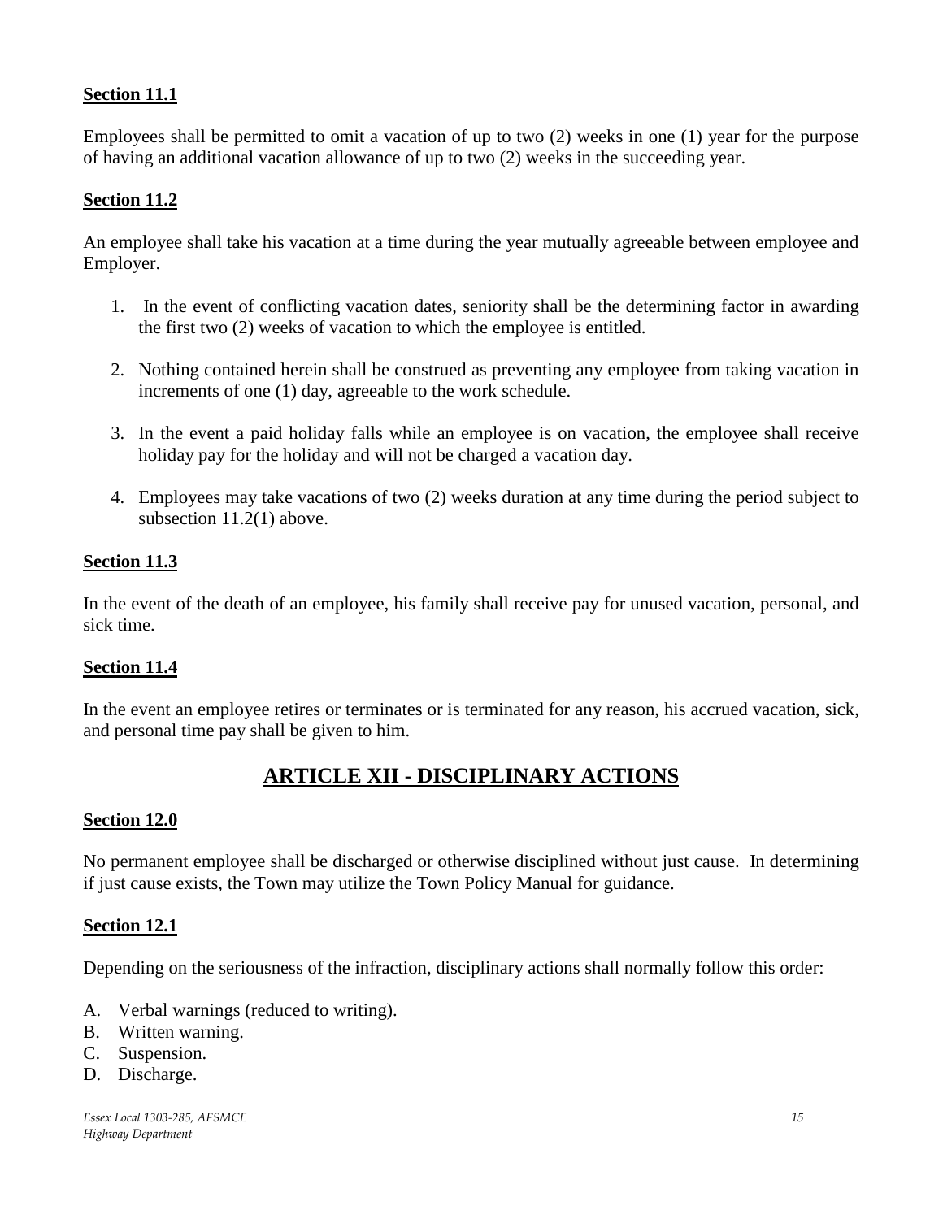**Section 11.1**

Employees shall be permitted to omit a vacation of up to two (2) weeks in one (1) year for the purpose of having an additional vacation allowance of up to two (2) weeks in the succeeding year.

**Section 11.2**

An employee shall take his vacation at a time during the year mutually agreeable between employee and Employer.

1. In the event of conflicting vacation dates, seniority shall be the determining factor in awarding the first two (2) weeks of vacation to which the employee is entitled.

2. Nothing contained herein shall be construed as preventing any employee from taking vacation in increments of one (1) day, agreeable to the work schedule.

3. In the event a paid holiday falls while an employee is on vacation, the employee shall receive holiday pay for the holiday and will not be charged a vacation day.

4. Employees may take vacations of two (2) weeks duration at any time during the period subject to subsection 11.2(1) above.

**Section 11.3**

In the event of the death of an employee, his family shall receive pay for unused vacation, personal, and sick time.

**Section 11.4**

In the event an employee retires or terminates or is terminated for any reason, his accrued vacation, sick, and personal time pay shall be given to him.

## ARTICLE XII - DISCIPLINARY ACTIONS

**Section 12.0**

No permanent employee shall be discharged or otherwise disciplined without just cause. In determining if just cause exists, the Town may utilize the Town Policy Manual for guidance.

**Section 12.1**

Depending on the seriousness of the infraction, disciplinary actions shall normally follow this order:

A. Verbal warnings (reduced to writing).
B. Written warning.
C. Suspension.
D. Discharge.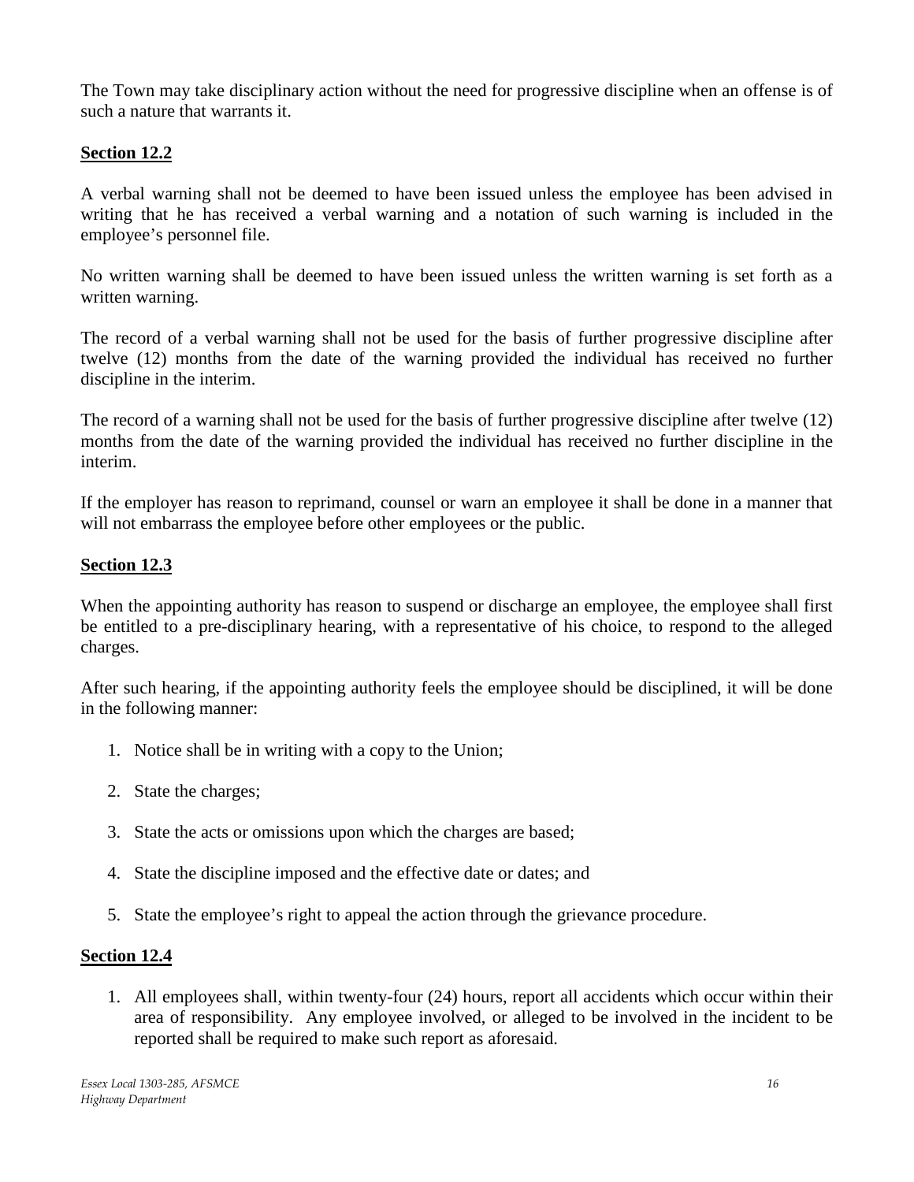The Town may take disciplinary action without the need for progressive discipline when an offense is of such a nature that warrants it.

## Section 12.2

A verbal warning shall not be deemed to have been issued unless the employee has been advised in writing that he has received a verbal warning and a notation of such warning is included in the employee's personnel file.

No written warning shall be deemed to have been issued unless the written warning is set forth as a written warning.

The record of a verbal warning shall not be used for the basis of further progressive discipline after twelve (12) months from the date of the warning provided the individual has received no further discipline in the interim.

The record of a warning shall not be used for the basis of further progressive discipline after twelve (12) months from the date of the warning provided the individual has received no further discipline in the interim.

If the employer has reason to reprimand, counsel or warn an employee it shall be done in a manner that will not embarrass the employee before other employees or the public.

## Section 12.3

When the appointing authority has reason to suspend or discharge an employee, the employee shall first be entitled to a pre-disciplinary hearing, with a representative of his choice, to respond to the alleged charges.

After such hearing, if the appointing authority feels the employee should be disciplined, it will be done in the following manner:

1. Notice shall be in writing with a copy to the Union;

2. State the charges;

3. State the acts or omissions upon which the charges are based;

4. State the discipline imposed and the effective date or dates; and

5. State the employee's right to appeal the action through the grievance procedure.

## Section 12.4

1. All employees shall, within twenty-four (24) hours, report all accidents which occur within their area of responsibility. Any employee involved, or alleged to be involved in the incident to be reported shall be required to make such report as aforesaid.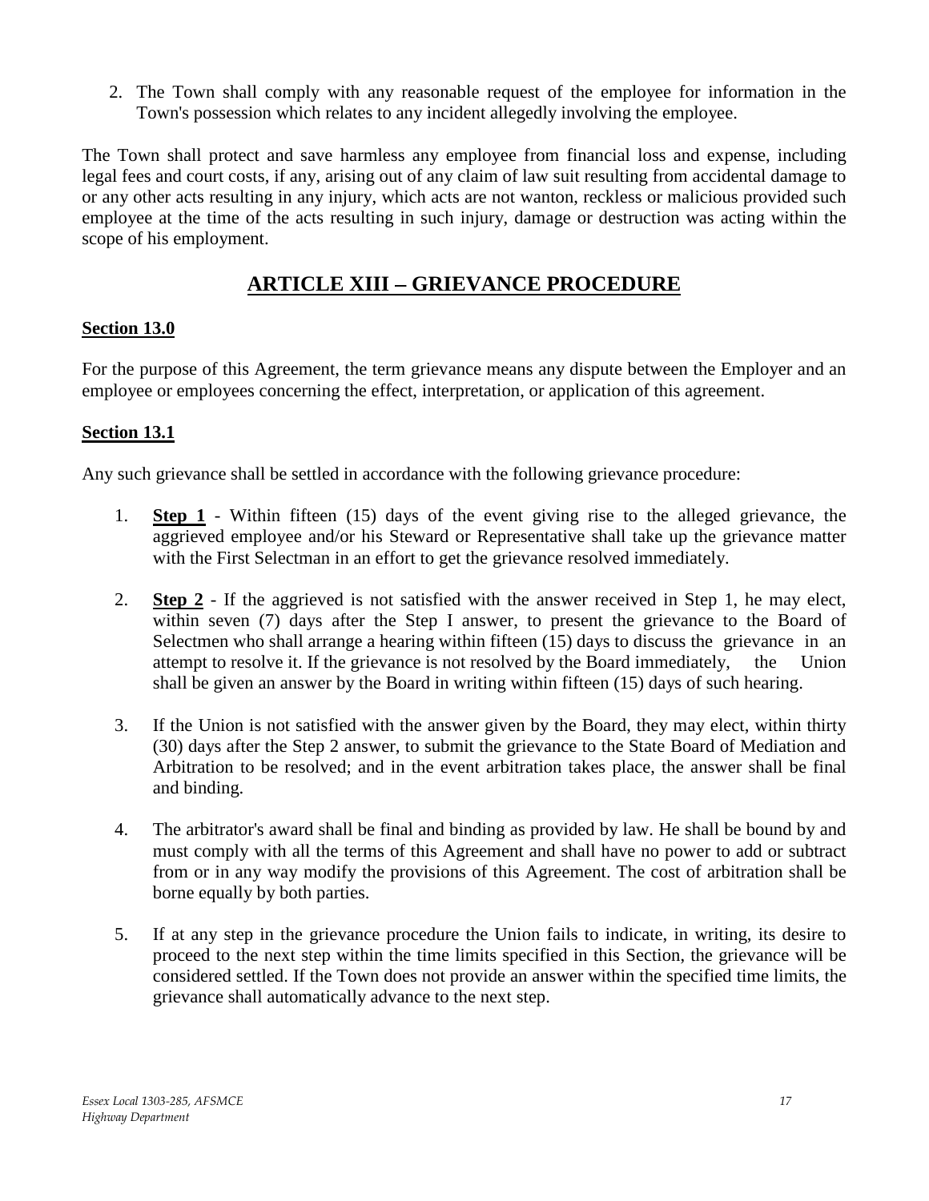2. The Town shall comply with any reasonable request of the employee for information in the Town's possession which relates to any incident allegedly involving the employee.

The Town shall protect and save harmless any employee from financial loss and expense, including legal fees and court costs, if any, arising out of any claim of law suit resulting from accidental damage to or any other acts resulting in any injury, which acts are not wanton, reckless or malicious provided such employee at the time of the acts resulting in such injury, damage or destruction was acting within the scope of his employment.

## ARTICLE XIII – GRIEVANCE PROCEDURE

### Section 13.0

For the purpose of this Agreement, the term grievance means any dispute between the Employer and an employee or employees concerning the effect, interpretation, or application of this agreement.

### Section 13.1

Any such grievance shall be settled in accordance with the following grievance procedure:

1. **Step 1** - Within fifteen (15) days of the event giving rise to the alleged grievance, the aggrieved employee and/or his Steward or Representative shall take up the grievance matter with the First Selectman in an effort to get the grievance resolved immediately.

2. **Step 2** - If the aggrieved is not satisfied with the answer received in Step 1, he may elect, within seven (7) days after the Step I answer, to present the grievance to the Board of Selectmen who shall arrange a hearing within fifteen (15) days to discuss the grievance in an attempt to resolve it. If the grievance is not resolved by the Board immediately, the Union shall be given an answer by the Board in writing within fifteen (15) days of such hearing.

3. If the Union is not satisfied with the answer given by the Board, they may elect, within thirty (30) days after the Step 2 answer, to submit the grievance to the State Board of Mediation and Arbitration to be resolved; and in the event arbitration takes place, the answer shall be final and binding.

4. The arbitrator's award shall be final and binding as provided by law. He shall be bound by and must comply with all the terms of this Agreement and shall have no power to add or subtract from or in any way modify the provisions of this Agreement. The cost of arbitration shall be borne equally by both parties.

5. If at any step in the grievance procedure the Union fails to indicate, in writing, its desire to proceed to the next step within the time limits specified in this Section, the grievance will be considered settled. If the Town does not provide an answer within the specified time limits, the grievance shall automatically advance to the next step.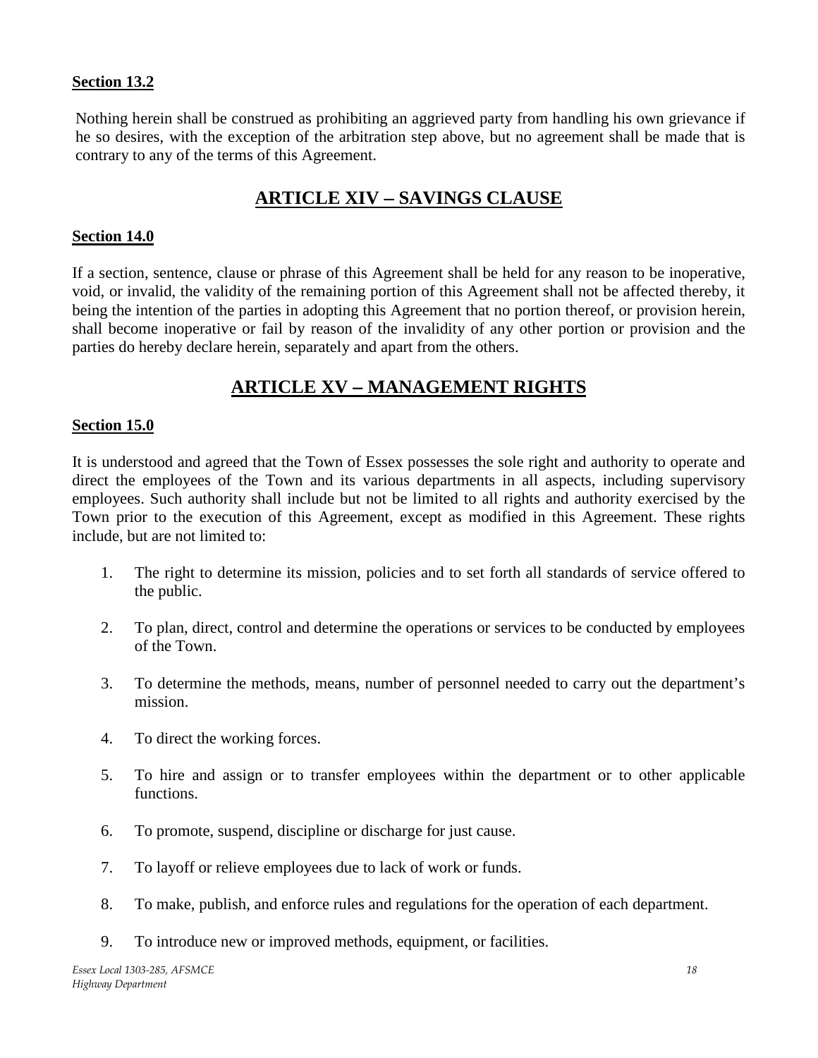**Section 13.2**

Nothing herein shall be construed as prohibiting an aggrieved party from handling his own grievance if he so desires, with the exception of the arbitration step above, but no agreement shall be made that is contrary to any of the terms of this Agreement.

## ARTICLE XIV – SAVINGS CLAUSE

**Section 14.0**

If a section, sentence, clause or phrase of this Agreement shall be held for any reason to be inoperative, void, or invalid, the validity of the remaining portion of this Agreement shall not be affected thereby, it being the intention of the parties in adopting this Agreement that no portion thereof, or provision herein, shall become inoperative or fail by reason of the invalidity of any other portion or provision and the parties do hereby declare herein, separately and apart from the others.

## ARTICLE XV – MANAGEMENT RIGHTS

**Section 15.0**

It is understood and agreed that the Town of Essex possesses the sole right and authority to operate and direct the employees of the Town and its various departments in all aspects, including supervisory employees. Such authority shall include but not be limited to all rights and authority exercised by the Town prior to the execution of this Agreement, except as modified in this Agreement. These rights include, but are not limited to:

1. The right to determine its mission, policies and to set forth all standards of service offered to the public.
2. To plan, direct, control and determine the operations or services to be conducted by employees of the Town.
3. To determine the methods, means, number of personnel needed to carry out the department's mission.
4. To direct the working forces.
5. To hire and assign or to transfer employees within the department or to other applicable functions.
6. To promote, suspend, discipline or discharge for just cause.
7. To layoff or relieve employees due to lack of work or funds.
8. To make, publish, and enforce rules and regulations for the operation of each department.
9. To introduce new or improved methods, equipment, or facilities.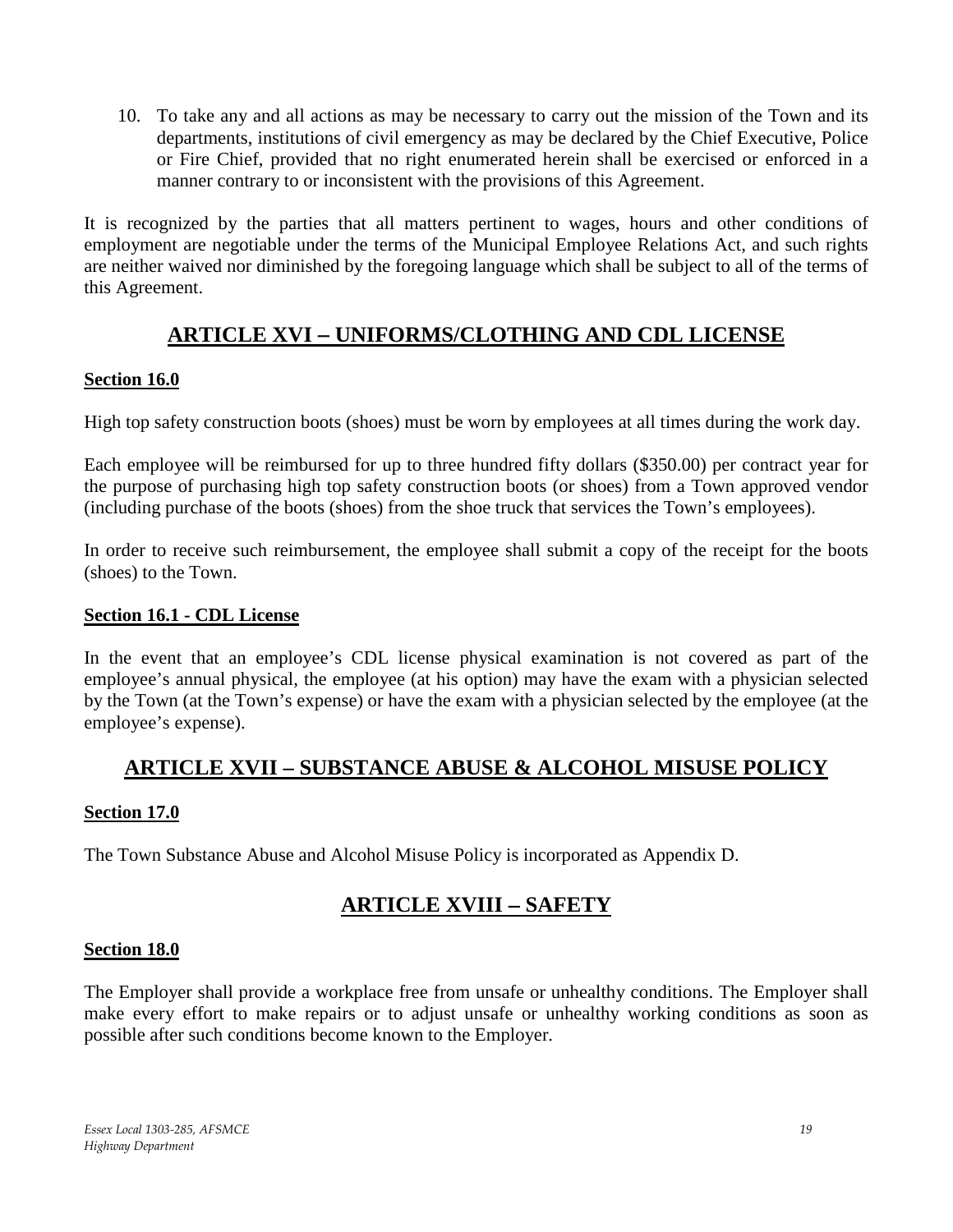10. To take any and all actions as may be necessary to carry out the mission of the Town and its departments, institutions of civil emergency as may be declared by the Chief Executive, Police or Fire Chief, provided that no right enumerated herein shall be exercised or enforced in a manner contrary to or inconsistent with the provisions of this Agreement.

It is recognized by the parties that all matters pertinent to wages, hours and other conditions of employment are negotiable under the terms of the Municipal Employee Relations Act, and such rights are neither waived nor diminished by the foregoing language which shall be subject to all of the terms of this Agreement.

## ARTICLE XVI – UNIFORMS/CLOTHING AND CDL LICENSE

**Section 16.0**

High top safety construction boots (shoes) must be worn by employees at all times during the work day.

Each employee will be reimbursed for up to three hundred fifty dollars ($350.00) per contract year for the purpose of purchasing high top safety construction boots (or shoes) from a Town approved vendor (including purchase of the boots (shoes) from the shoe truck that services the Town's employees).

In order to receive such reimbursement, the employee shall submit a copy of the receipt for the boots (shoes) to the Town.

**Section 16.1 - CDL License**

In the event that an employee's CDL license physical examination is not covered as part of the employee's annual physical, the employee (at his option) may have the exam with a physician selected by the Town (at the Town's expense) or have the exam with a physician selected by the employee (at the employee's expense).

## ARTICLE XVII – SUBSTANCE ABUSE & ALCOHOL MISUSE POLICY

**Section 17.0**

The Town Substance Abuse and Alcohol Misuse Policy is incorporated as Appendix D.

## ARTICLE XVIII – SAFETY

**Section 18.0**

The Employer shall provide a workplace free from unsafe or unhealthy conditions. The Employer shall make every effort to make repairs or to adjust unsafe or unhealthy working conditions as soon as possible after such conditions become known to the Employer.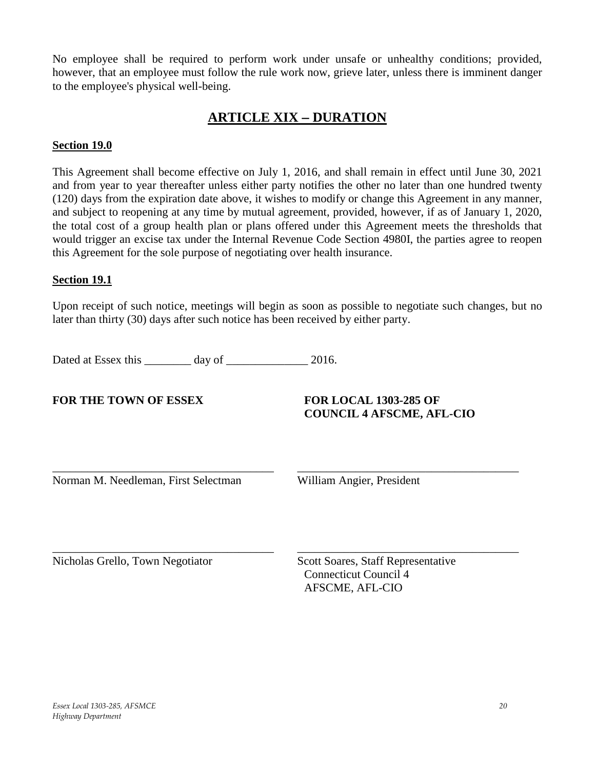No employee shall be required to perform work under unsafe or unhealthy conditions; provided, however, that an employee must follow the rule work now, grieve later, unless there is imminent danger to the employee's physical well-being.

## ARTICLE XIX – DURATION

**Section 19.0**

This Agreement shall become effective on July 1, 2016, and shall remain in effect until June 30, 2021 and from year to year thereafter unless either party notifies the other no later than one hundred twenty (120) days from the expiration date above, it wishes to modify or change this Agreement in any manner, and subject to reopening at any time by mutual agreement, provided, however, if as of January 1, 2020, the total cost of a group health plan or plans offered under this Agreement meets the thresholds that would trigger an excise tax under the Internal Revenue Code Section 4980I, the parties agree to reopen this Agreement for the sole purpose of negotiating over health insurance.

**Section 19.1**

Upon receipt of such notice, meetings will begin as soon as possible to negotiate such changes, but no later than thirty (30) days after such notice has been received by either party.

Dated at Essex this ________ day of ______________ 2016.

| **FOR THE TOWN OF ESSEX** | **FOR LOCAL 1303-285 OF COUNCIL 4 AFSCME, AFL-CIO** |
|---|---|
| _________________________________ | _________________________________ |
| Norman M. Needleman, First Selectman | William Angier, President |
| _________________________________ | _________________________________ |
| Nicholas Grello, Town Negotiator | Scott Soares, Staff Representative<br>Connecticut Council 4<br>AFSCME, AFL-CIO |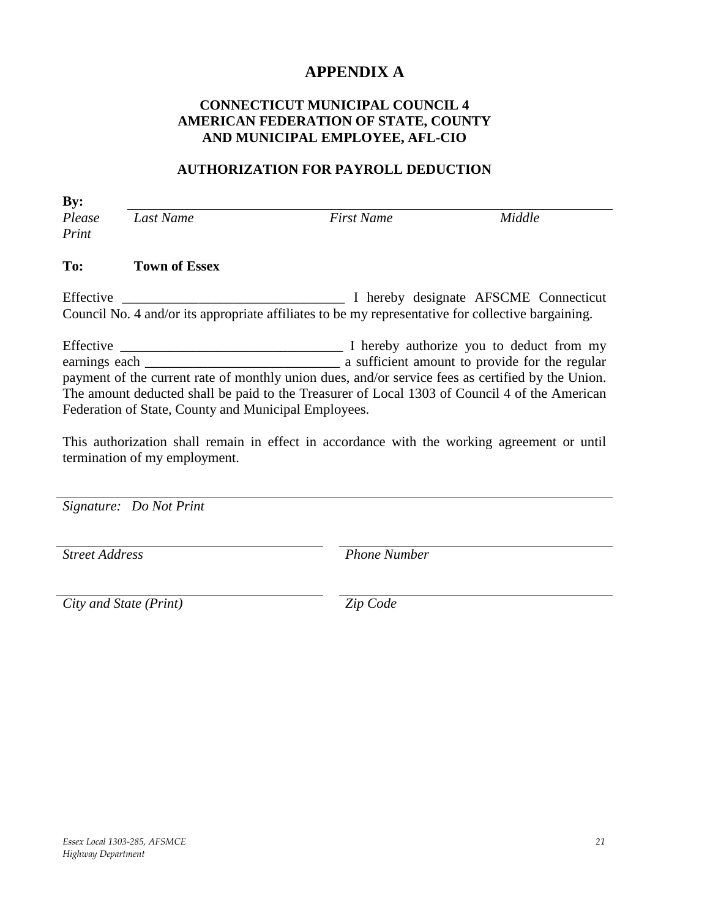# APPENDIX A

### CONNECTICUT MUNICIPAL COUNCIL 4
### AMERICAN FEDERATION OF STATE, COUNTY AND MUNICIPAL EMPLOYEE, AFL-CIO

### AUTHORIZATION FOR PAYROLL DEDUCTION

**By:** ______________________________________________________________

*Please Print* *Last Name* *First Name* *Middle*

**To:** **Town of Essex**

Effective ________________________________ I hereby designate AFSCME Connecticut Council No. 4 and/or its appropriate affiliates to be my representative for collective bargaining.

Effective ________________________________ I hereby authorize you to deduct from my earnings each ____________________________ a sufficient amount to provide for the regular payment of the current rate of monthly union dues, and/or service fees as certified by the Union. The amount deducted shall be paid to the Treasurer of Local 1303 of Council 4 of the American Federation of State, County and Municipal Employees.

This authorization shall remain in effect in accordance with the working agreement or until termination of my employment.

______________________________________________________________

*Signature: Do Not Print*

______________________________ ______________________________

*Street Address* *Phone Number*

______________________________ ______________________________

*City and State (Print)* *Zip Code*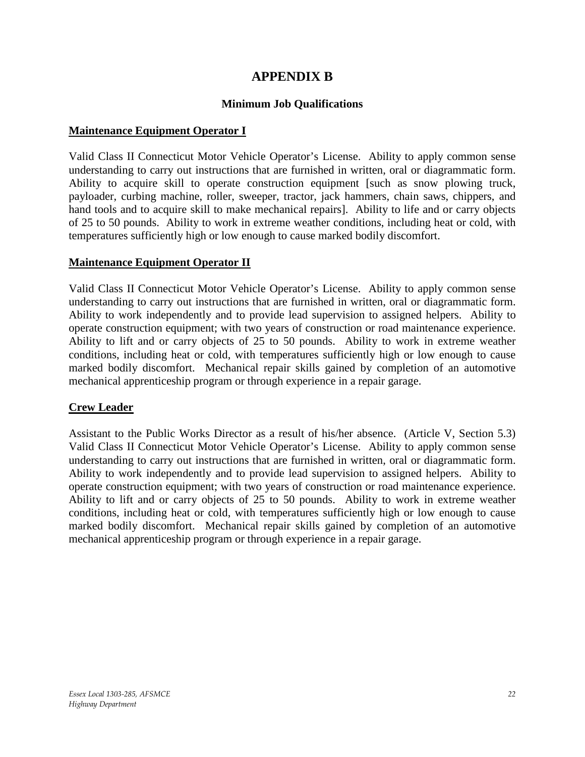# APPENDIX B

## Minimum Job Qualifications

**Maintenance Equipment Operator I**

Valid Class II Connecticut Motor Vehicle Operator's License. Ability to apply common sense understanding to carry out instructions that are furnished in written, oral or diagrammatic form. Ability to acquire skill to operate construction equipment [such as snow plowing truck, payloader, curbing machine, roller, sweeper, tractor, jack hammers, chain saws, chippers, and hand tools and to acquire skill to make mechanical repairs]. Ability to life and or carry objects of 25 to 50 pounds. Ability to work in extreme weather conditions, including heat or cold, with temperatures sufficiently high or low enough to cause marked bodily discomfort.

**Maintenance Equipment Operator II**

Valid Class II Connecticut Motor Vehicle Operator's License. Ability to apply common sense understanding to carry out instructions that are furnished in written, oral or diagrammatic form. Ability to work independently and to provide lead supervision to assigned helpers. Ability to operate construction equipment; with two years of construction or road maintenance experience. Ability to lift and or carry objects of 25 to 50 pounds. Ability to work in extreme weather conditions, including heat or cold, with temperatures sufficiently high or low enough to cause marked bodily discomfort. Mechanical repair skills gained by completion of an automotive mechanical apprenticeship program or through experience in a repair garage.

**Crew Leader**

Assistant to the Public Works Director as a result of his/her absence. (Article V, Section 5.3) Valid Class II Connecticut Motor Vehicle Operator's License. Ability to apply common sense understanding to carry out instructions that are furnished in written, oral or diagrammatic form. Ability to work independently and to provide lead supervision to assigned helpers. Ability to operate construction equipment; with two years of construction or road maintenance experience. Ability to lift and or carry objects of 25 to 50 pounds. Ability to work in extreme weather conditions, including heat or cold, with temperatures sufficiently high or low enough to cause marked bodily discomfort. Mechanical repair skills gained by completion of an automotive mechanical apprenticeship program or through experience in a repair garage.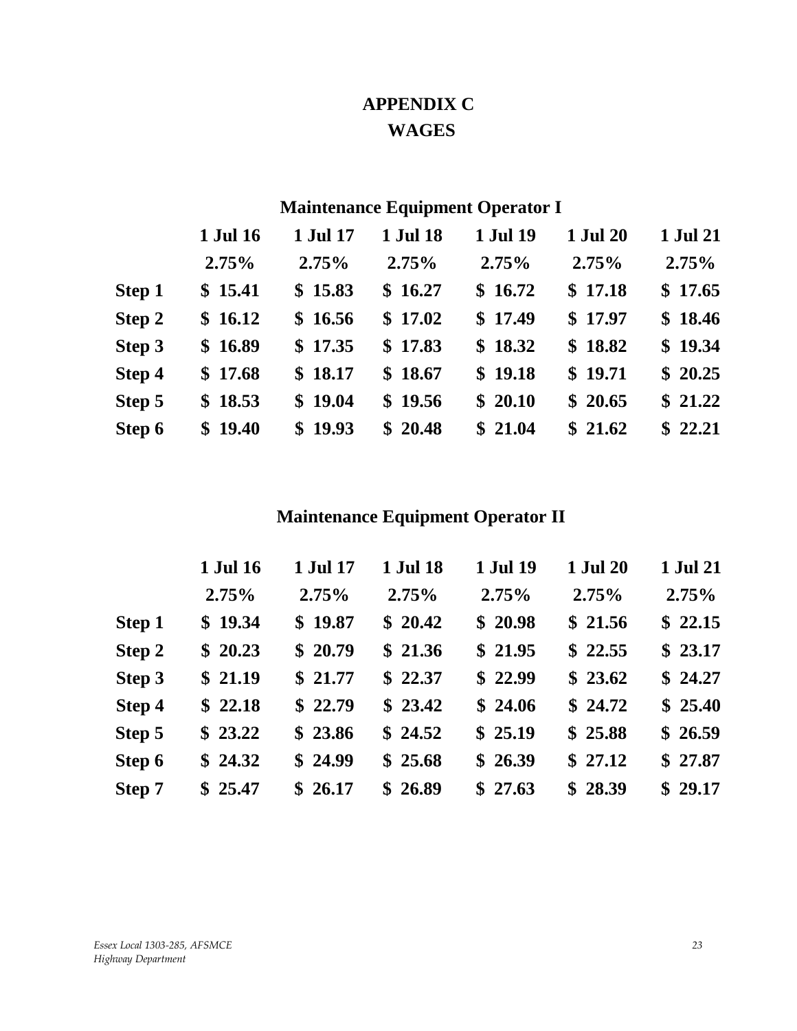# APPENDIX C
# WAGES

## Maintenance Equipment Operator I

| | 1 Jul 16 | 1 Jul 17 | 1 Jul 18 | 1 Jul 19 | 1 Jul 20 | 1 Jul 21 |
|---|---|---|---|---|---|---|
| | 2.75% | 2.75% | 2.75% | 2.75% | 2.75% | 2.75% |
| Step 1 | $ 15.41 | $ 15.83 | $ 16.27 | $ 16.72 | $ 17.18 | $ 17.65 |
| Step 2 | $ 16.12 | $ 16.56 | $ 17.02 | $ 17.49 | $ 17.97 | $ 18.46 |
| Step 3 | $ 16.89 | $ 17.35 | $ 17.83 | $ 18.32 | $ 18.82 | $ 19.34 |
| Step 4 | $ 17.68 | $ 18.17 | $ 18.67 | $ 19.18 | $ 19.71 | $ 20.25 |
| Step 5 | $ 18.53 | $ 19.04 | $ 19.56 | $ 20.10 | $ 20.65 | $ 21.22 |
| Step 6 | $ 19.40 | $ 19.93 | $ 20.48 | $ 21.04 | $ 21.62 | $ 22.21 |

## Maintenance Equipment Operator II

| | 1 Jul 16 | 1 Jul 17 | 1 Jul 18 | 1 Jul 19 | 1 Jul 20 | 1 Jul 21 |
|---|---|---|---|---|---|---|
| | 2.75% | 2.75% | 2.75% | 2.75% | 2.75% | 2.75% |
| Step 1 | $ 19.34 | $ 19.87 | $ 20.42 | $ 20.98 | $ 21.56 | $ 22.15 |
| Step 2 | $ 20.23 | $ 20.79 | $ 21.36 | $ 21.95 | $ 22.55 | $ 23.17 |
| Step 3 | $ 21.19 | $ 21.77 | $ 22.37 | $ 22.99 | $ 23.62 | $ 24.27 |
| Step 4 | $ 22.18 | $ 22.79 | $ 23.42 | $ 24.06 | $ 24.72 | $ 25.40 |
| Step 5 | $ 23.22 | $ 23.86 | $ 24.52 | $ 25.19 | $ 25.88 | $ 26.59 |
| Step 6 | $ 24.32 | $ 24.99 | $ 25.68 | $ 26.39 | $ 27.12 | $ 27.87 |
| Step 7 | $ 25.47 | $ 26.17 | $ 26.89 | $ 27.63 | $ 28.39 | $ 29.17 |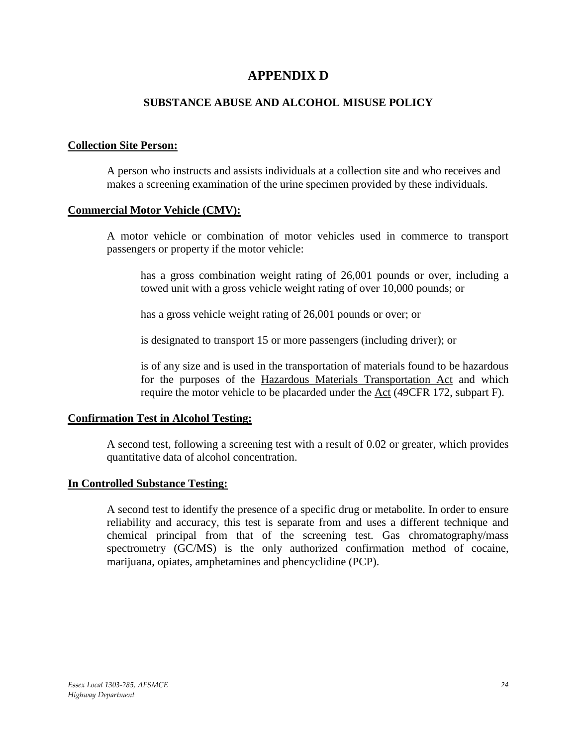# APPENDIX D

## SUBSTANCE ABUSE AND ALCOHOL MISUSE POLICY

**Collection Site Person:**

A person who instructs and assists individuals at a collection site and who receives and makes a screening examination of the urine specimen provided by these individuals.

**Commercial Motor Vehicle (CMV):**

A motor vehicle or combination of motor vehicles used in commerce to transport passengers or property if the motor vehicle:

has a gross combination weight rating of 26,001 pounds or over, including a towed unit with a gross vehicle weight rating of over 10,000 pounds; or

has a gross vehicle weight rating of 26,001 pounds or over; or

is designated to transport 15 or more passengers (including driver); or

is of any size and is used in the transportation of materials found to be hazardous for the purposes of the Hazardous Materials Transportation Act and which require the motor vehicle to be placarded under the Act (49CFR 172, subpart F).

**Confirmation Test in Alcohol Testing:**

A second test, following a screening test with a result of 0.02 or greater, which provides quantitative data of alcohol concentration.

**In Controlled Substance Testing:**

A second test to identify the presence of a specific drug or metabolite. In order to ensure reliability and accuracy, this test is separate from and uses a different technique and chemical principal from that of the screening test. Gas chromatography/mass spectrometry (GC/MS) is the only authorized confirmation method of cocaine, marijuana, opiates, amphetamines and phencyclidine (PCP).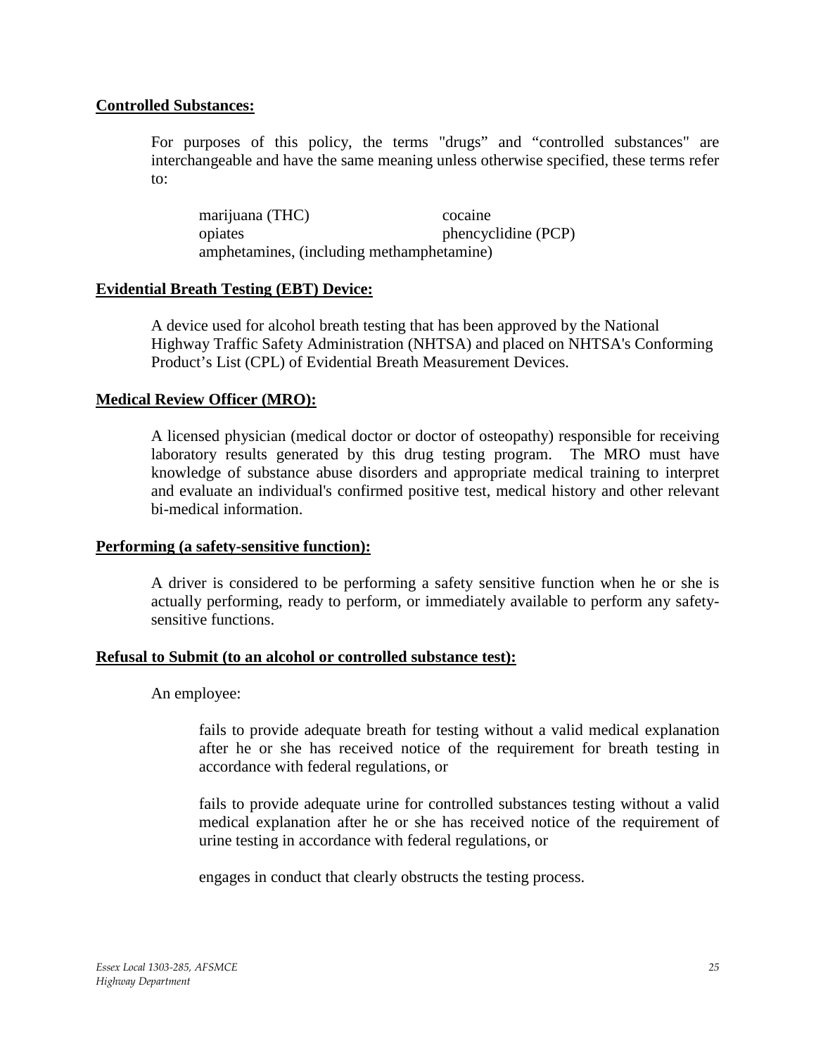**Controlled Substances:**

For purposes of this policy, the terms "drugs" and "controlled substances" are interchangeable and have the same meaning unless otherwise specified, these terms refer to:

marijuana (THC)  
cocaine  
opiates  
phencyclidine (PCP)  
amphetamines, (including methamphetamine)

**Evidential Breath Testing (EBT) Device:**

A device used for alcohol breath testing that has been approved by the National Highway Traffic Safety Administration (NHTSA) and placed on NHTSA's Conforming Product's List (CPL) of Evidential Breath Measurement Devices.

**Medical Review Officer (MRO):**

A licensed physician (medical doctor or doctor of osteopathy) responsible for receiving laboratory results generated by this drug testing program. The MRO must have knowledge of substance abuse disorders and appropriate medical training to interpret and evaluate an individual's confirmed positive test, medical history and other relevant bi-medical information.

**Performing (a safety-sensitive function):**

A driver is considered to be performing a safety sensitive function when he or she is actually performing, ready to perform, or immediately available to perform any safety-sensitive functions.

**Refusal to Submit (to an alcohol or controlled substance test):**

An employee:

fails to provide adequate breath for testing without a valid medical explanation after he or she has received notice of the requirement for breath testing in accordance with federal regulations, or

fails to provide adequate urine for controlled substances testing without a valid medical explanation after he or she has received notice of the requirement of urine testing in accordance with federal regulations, or

engages in conduct that clearly obstructs the testing process.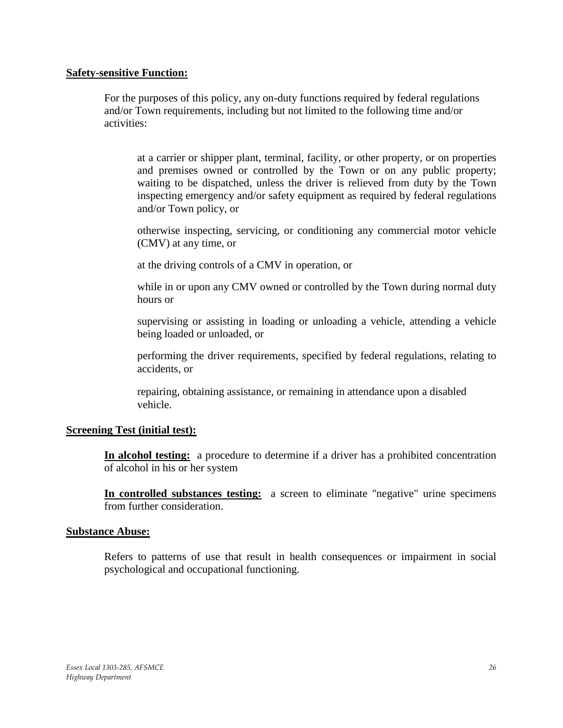**Safety-sensitive Function:**

For the purposes of this policy, any on-duty functions required by federal regulations and/or Town requirements, including but not limited to the following time and/or activities:

at a carrier or shipper plant, terminal, facility, or other property, or on properties and premises owned or controlled by the Town or on any public property; waiting to be dispatched, unless the driver is relieved from duty by the Town inspecting emergency and/or safety equipment as required by federal regulations and/or Town policy, or

otherwise inspecting, servicing, or conditioning any commercial motor vehicle (CMV) at any time, or

at the driving controls of a CMV in operation, or

while in or upon any CMV owned or controlled by the Town during normal duty hours or

supervising or assisting in loading or unloading a vehicle, attending a vehicle being loaded or unloaded, or

performing the driver requirements, specified by federal regulations, relating to accidents, or

repairing, obtaining assistance, or remaining in attendance upon a disabled vehicle.

**Screening Test (initial test):**

**In alcohol testing:** a procedure to determine if a driver has a prohibited concentration of alcohol in his or her system

**In controlled substances testing:** a screen to eliminate "negative" urine specimens from further consideration.

**Substance Abuse:**

Refers to patterns of use that result in health consequences or impairment in social psychological and occupational functioning.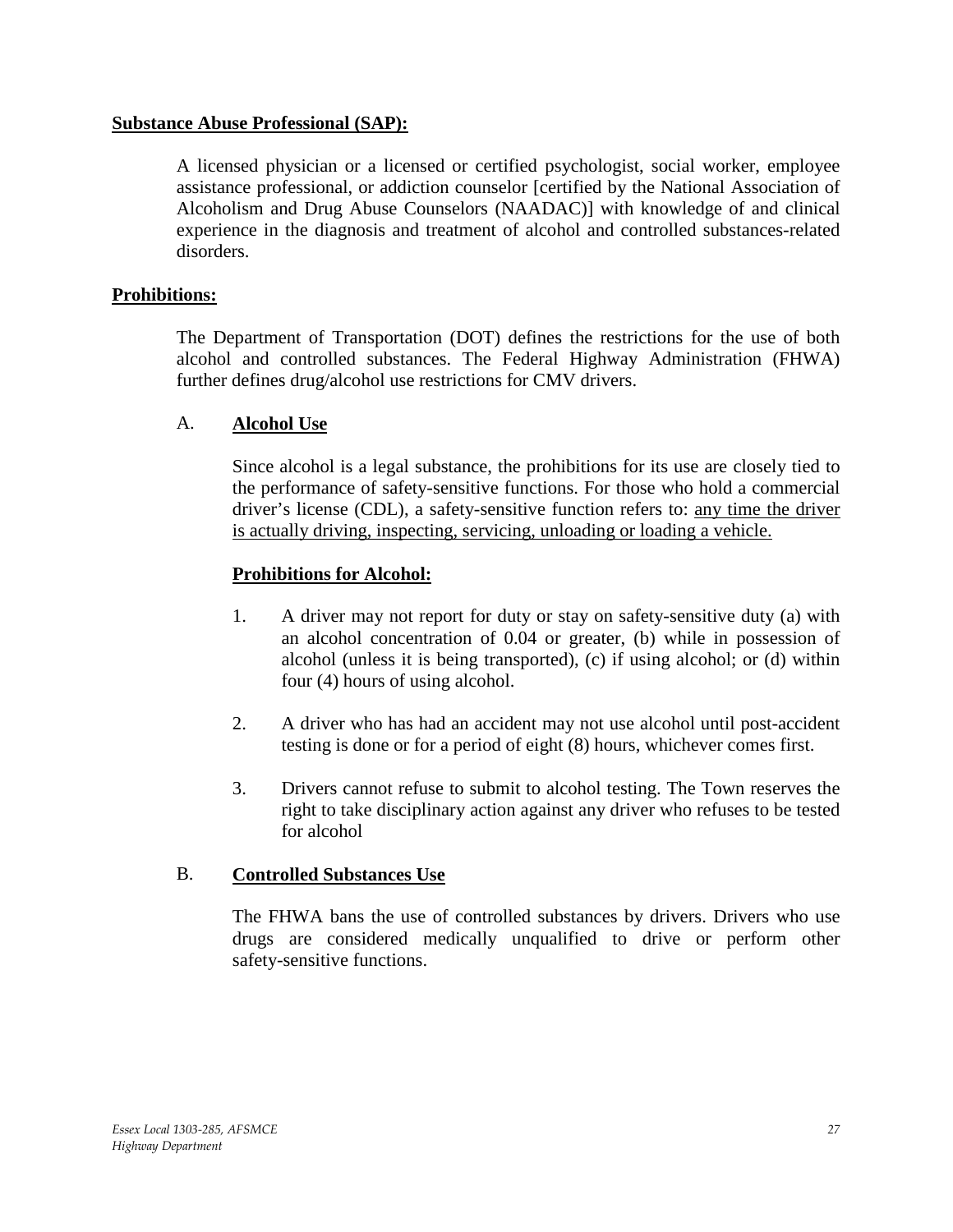**Substance Abuse Professional (SAP):**

A licensed physician or a licensed or certified psychologist, social worker, employee assistance professional, or addiction counselor [certified by the National Association of Alcoholism and Drug Abuse Counselors (NAADAC)] with knowledge of and clinical experience in the diagnosis and treatment of alcohol and controlled substances-related disorders.

**Prohibitions:**

The Department of Transportation (DOT) defines the restrictions for the use of both alcohol and controlled substances. The Federal Highway Administration (FHWA) further defines drug/alcohol use restrictions for CMV drivers.

A. **Alcohol Use**

Since alcohol is a legal substance, the prohibitions for its use are closely tied to the performance of safety-sensitive functions. For those who hold a commercial driver's license (CDL), a safety-sensitive function refers to: any time the driver is actually driving, inspecting, servicing, unloading or loading a vehicle.

**Prohibitions for Alcohol:**

1. A driver may not report for duty or stay on safety-sensitive duty (a) with an alcohol concentration of 0.04 or greater, (b) while in possession of alcohol (unless it is being transported), (c) if using alcohol; or (d) within four (4) hours of using alcohol.

2. A driver who has had an accident may not use alcohol until post-accident testing is done or for a period of eight (8) hours, whichever comes first.

3. Drivers cannot refuse to submit to alcohol testing. The Town reserves the right to take disciplinary action against any driver who refuses to be tested for alcohol

B. **Controlled Substances Use**

The FHWA bans the use of controlled substances by drivers. Drivers who use drugs are considered medically unqualified to drive or perform other safety-sensitive functions.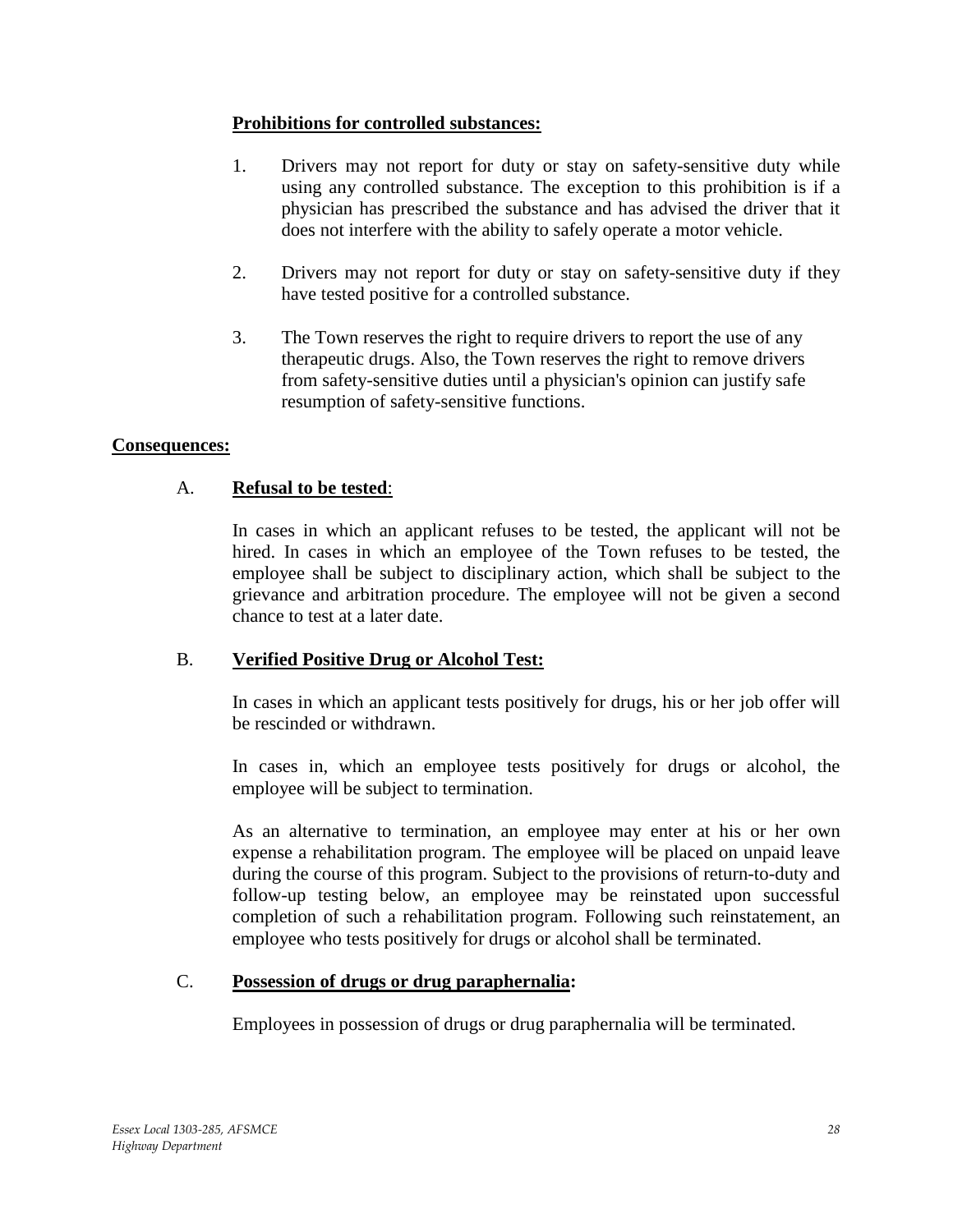**Prohibitions for controlled substances:**

1. Drivers may not report for duty or stay on safety-sensitive duty while using any controlled substance. The exception to this prohibition is if a physician has prescribed the substance and has advised the driver that it does not interfere with the ability to safely operate a motor vehicle.

2. Drivers may not report for duty or stay on safety-sensitive duty if they have tested positive for a controlled substance.

3. The Town reserves the right to require drivers to report the use of any therapeutic drugs. Also, the Town reserves the right to remove drivers from safety-sensitive duties until a physician's opinion can justify safe resumption of safety-sensitive functions.

**Consequences:**

A. **Refusal to be tested**:

In cases in which an applicant refuses to be tested, the applicant will not be hired. In cases in which an employee of the Town refuses to be tested, the employee shall be subject to disciplinary action, which shall be subject to the grievance and arbitration procedure. The employee will not be given a second chance to test at a later date.

B. **Verified Positive Drug or Alcohol Test:**

In cases in which an applicant tests positively for drugs, his or her job offer will be rescinded or withdrawn.

In cases in, which an employee tests positively for drugs or alcohol, the employee will be subject to termination.

As an alternative to termination, an employee may enter at his or her own expense a rehabilitation program. The employee will be placed on unpaid leave during the course of this program. Subject to the provisions of return-to-duty and follow-up testing below, an employee may be reinstated upon successful completion of such a rehabilitation program. Following such reinstatement, an employee who tests positively for drugs or alcohol shall be terminated.

C. **Possession of drugs or drug paraphernalia:**

Employees in possession of drugs or drug paraphernalia will be terminated.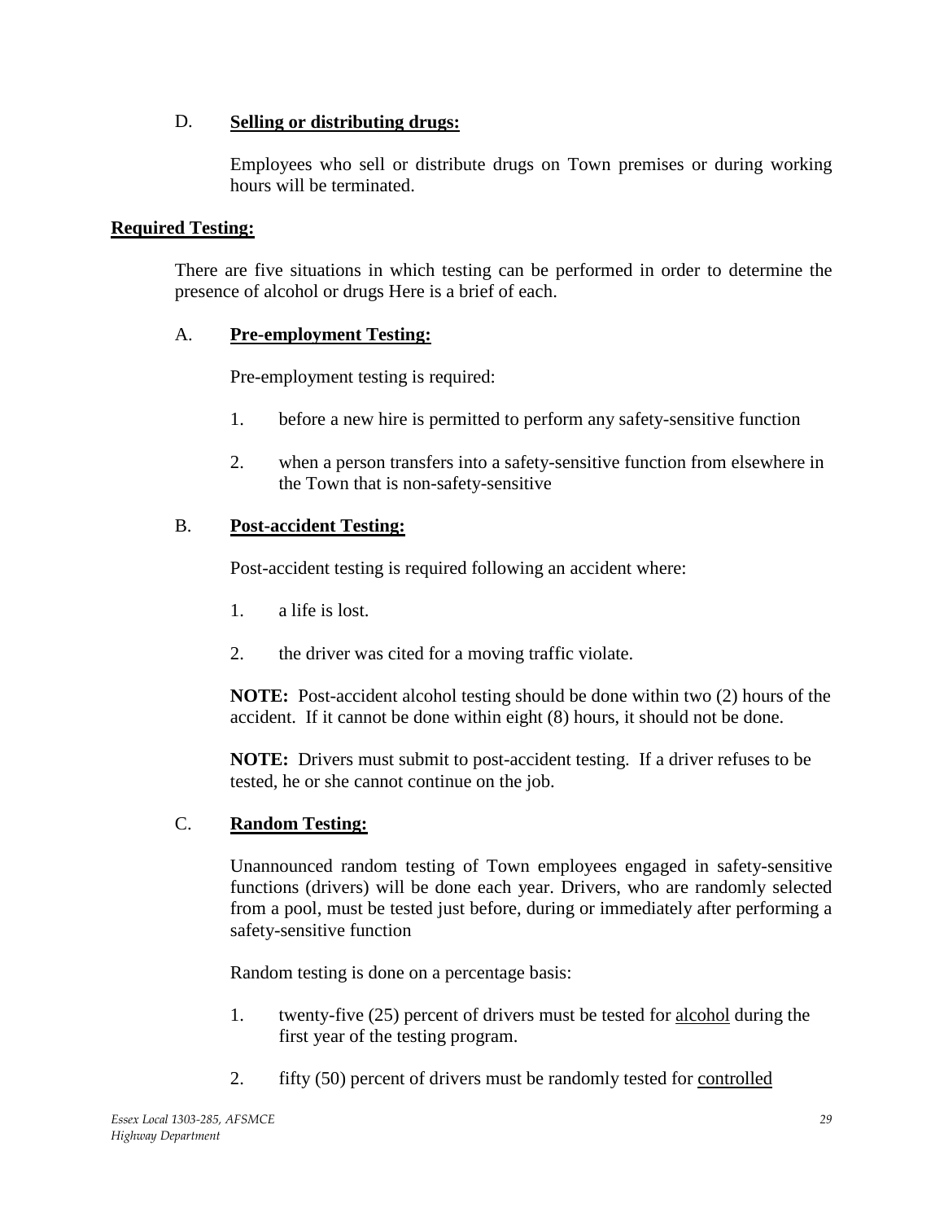D. **Selling or distributing drugs:**

Employees who sell or distribute drugs on Town premises or during working hours will be terminated.

**Required Testing:**

There are five situations in which testing can be performed in order to determine the presence of alcohol or drugs Here is a brief of each.

A. **Pre-employment Testing:**

Pre-employment testing is required:

1. before a new hire is permitted to perform any safety-sensitive function
2. when a person transfers into a safety-sensitive function from elsewhere in the Town that is non-safety-sensitive

B. **Post-accident Testing:**

Post-accident testing is required following an accident where:

1. a life is lost.
2. the driver was cited for a moving traffic violate.

**NOTE:** Post-accident alcohol testing should be done within two (2) hours of the accident. If it cannot be done within eight (8) hours, it should not be done.

**NOTE:** Drivers must submit to post-accident testing. If a driver refuses to be tested, he or she cannot continue on the job.

C. **Random Testing:**

Unannounced random testing of Town employees engaged in safety-sensitive functions (drivers) will be done each year. Drivers, who are randomly selected from a pool, must be tested just before, during or immediately after performing a safety-sensitive function

Random testing is done on a percentage basis:

1. twenty-five (25) percent of drivers must be tested for <u>alcohol</u> during the first year of the testing program.
2. fifty (50) percent of drivers must be randomly tested for <u>controlled</u>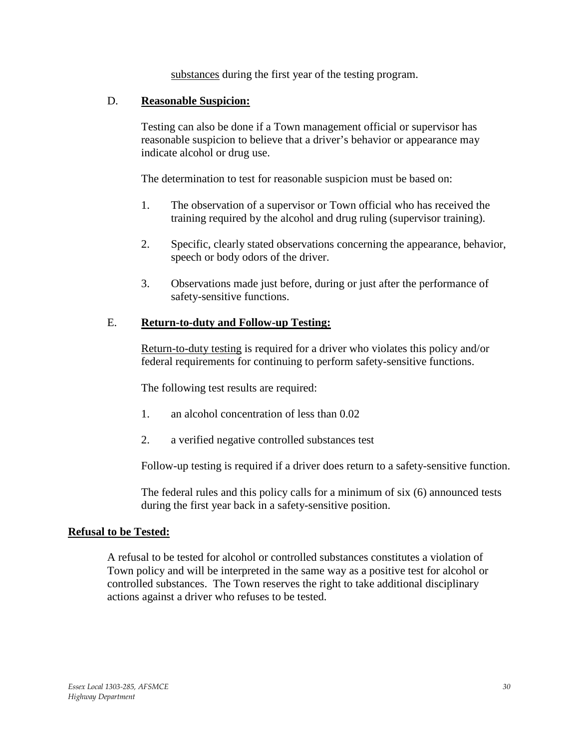substances during the first year of the testing program.

D. **Reasonable Suspicion:**

Testing can also be done if a Town management official or supervisor has reasonable suspicion to believe that a driver's behavior or appearance may indicate alcohol or drug use.

The determination to test for reasonable suspicion must be based on:

1. The observation of a supervisor or Town official who has received the training required by the alcohol and drug ruling (supervisor training).

2. Specific, clearly stated observations concerning the appearance, behavior, speech or body odors of the driver.

3. Observations made just before, during or just after the performance of safety-sensitive functions.

E. **Return-to-duty and Follow-up Testing:**

Return-to-duty testing is required for a driver who violates this policy and/or federal requirements for continuing to perform safety-sensitive functions.

The following test results are required:

1. an alcohol concentration of less than 0.02

2. a verified negative controlled substances test

Follow-up testing is required if a driver does return to a safety-sensitive function.

The federal rules and this policy calls for a minimum of six (6) announced tests during the first year back in a safety-sensitive position.

**Refusal to be Tested:**

A refusal to be tested for alcohol or controlled substances constitutes a violation of Town policy and will be interpreted in the same way as a positive test for alcohol or controlled substances. The Town reserves the right to take additional disciplinary actions against a driver who refuses to be tested.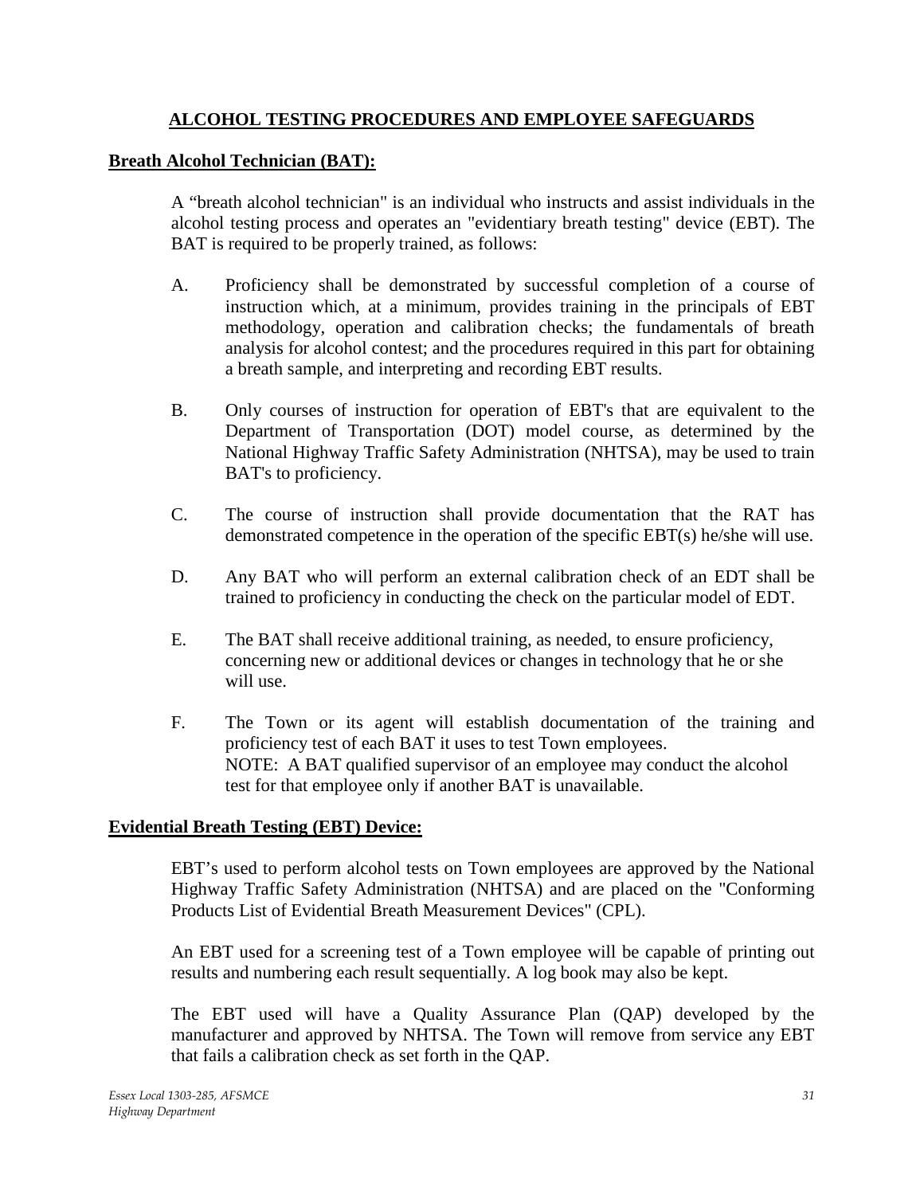## ALCOHOL TESTING PROCEDURES AND EMPLOYEE SAFEGUARDS

**Breath Alcohol Technician (BAT):**

A "breath alcohol technician" is an individual who instructs and assist individuals in the alcohol testing process and operates an "evidentiary breath testing" device (EBT). The BAT is required to be properly trained, as follows:

A. Proficiency shall be demonstrated by successful completion of a course of instruction which, at a minimum, provides training in the principals of EBT methodology, operation and calibration checks; the fundamentals of breath analysis for alcohol contest; and the procedures required in this part for obtaining a breath sample, and interpreting and recording EBT results.

B. Only courses of instruction for operation of EBT's that are equivalent to the Department of Transportation (DOT) model course, as determined by the National Highway Traffic Safety Administration (NHTSA), may be used to train BAT's to proficiency.

C. The course of instruction shall provide documentation that the RAT has demonstrated competence in the operation of the specific EBT(s) he/she will use.

D. Any BAT who will perform an external calibration check of an EDT shall be trained to proficiency in conducting the check on the particular model of EDT.

E. The BAT shall receive additional training, as needed, to ensure proficiency, concerning new or additional devices or changes in technology that he or she will use.

F. The Town or its agent will establish documentation of the training and proficiency test of each BAT it uses to test Town employees.
NOTE: A BAT qualified supervisor of an employee may conduct the alcohol test for that employee only if another BAT is unavailable.

**Evidential Breath Testing (EBT) Device:**

EBT's used to perform alcohol tests on Town employees are approved by the National Highway Traffic Safety Administration (NHTSA) and are placed on the "Conforming Products List of Evidential Breath Measurement Devices" (CPL).

An EBT used for a screening test of a Town employee will be capable of printing out results and numbering each result sequentially. A log book may also be kept.

The EBT used will have a Quality Assurance Plan (QAP) developed by the manufacturer and approved by NHTSA. The Town will remove from service any EBT that fails a calibration check as set forth in the QAP.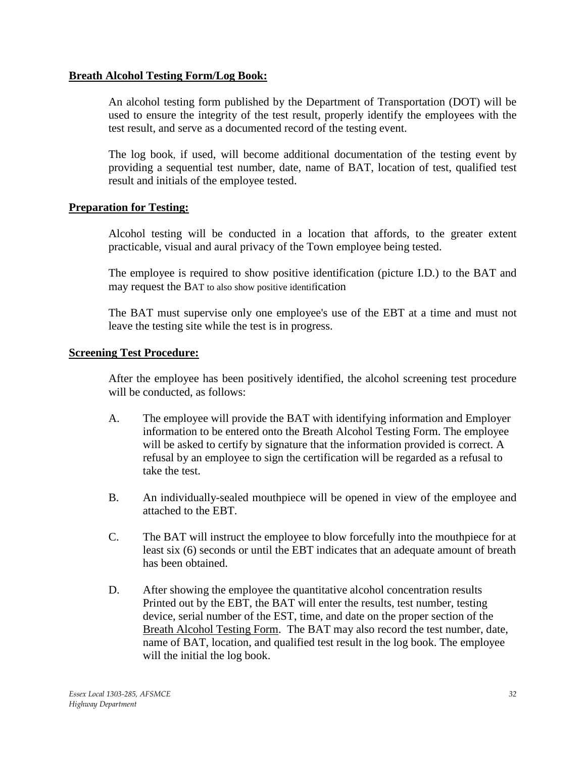**Breath Alcohol Testing Form/Log Book:**

An alcohol testing form published by the Department of Transportation (DOT) will be used to ensure the integrity of the test result, properly identify the employees with the test result, and serve as a documented record of the testing event.

The log book, if used, will become additional documentation of the testing event by providing a sequential test number, date, name of BAT, location of test, qualified test result and initials of the employee tested.

**Preparation for Testing:**

Alcohol testing will be conducted in a location that affords, to the greater extent practicable, visual and aural privacy of the Town employee being tested.

The employee is required to show positive identification (picture I.D.) to the BAT and may request the BAT to also show positive identification

The BAT must supervise only one employee's use of the EBT at a time and must not leave the testing site while the test is in progress.

**Screening Test Procedure:**

After the employee has been positively identified, the alcohol screening test procedure will be conducted, as follows:

A. The employee will provide the BAT with identifying information and Employer information to be entered onto the Breath Alcohol Testing Form. The employee will be asked to certify by signature that the information provided is correct. A refusal by an employee to sign the certification will be regarded as a refusal to take the test.

B. An individually-sealed mouthpiece will be opened in view of the employee and attached to the EBT.

C. The BAT will instruct the employee to blow forcefully into the mouthpiece for at least six (6) seconds or until the EBT indicates that an adequate amount of breath has been obtained.

D. After showing the employee the quantitative alcohol concentration results Printed out by the EBT, the BAT will enter the results, test number, testing device, serial number of the EST, time, and date on the proper section of the Breath Alcohol Testing Form. The BAT may also record the test number, date, name of BAT, location, and qualified test result in the log book. The employee will the initial the log book.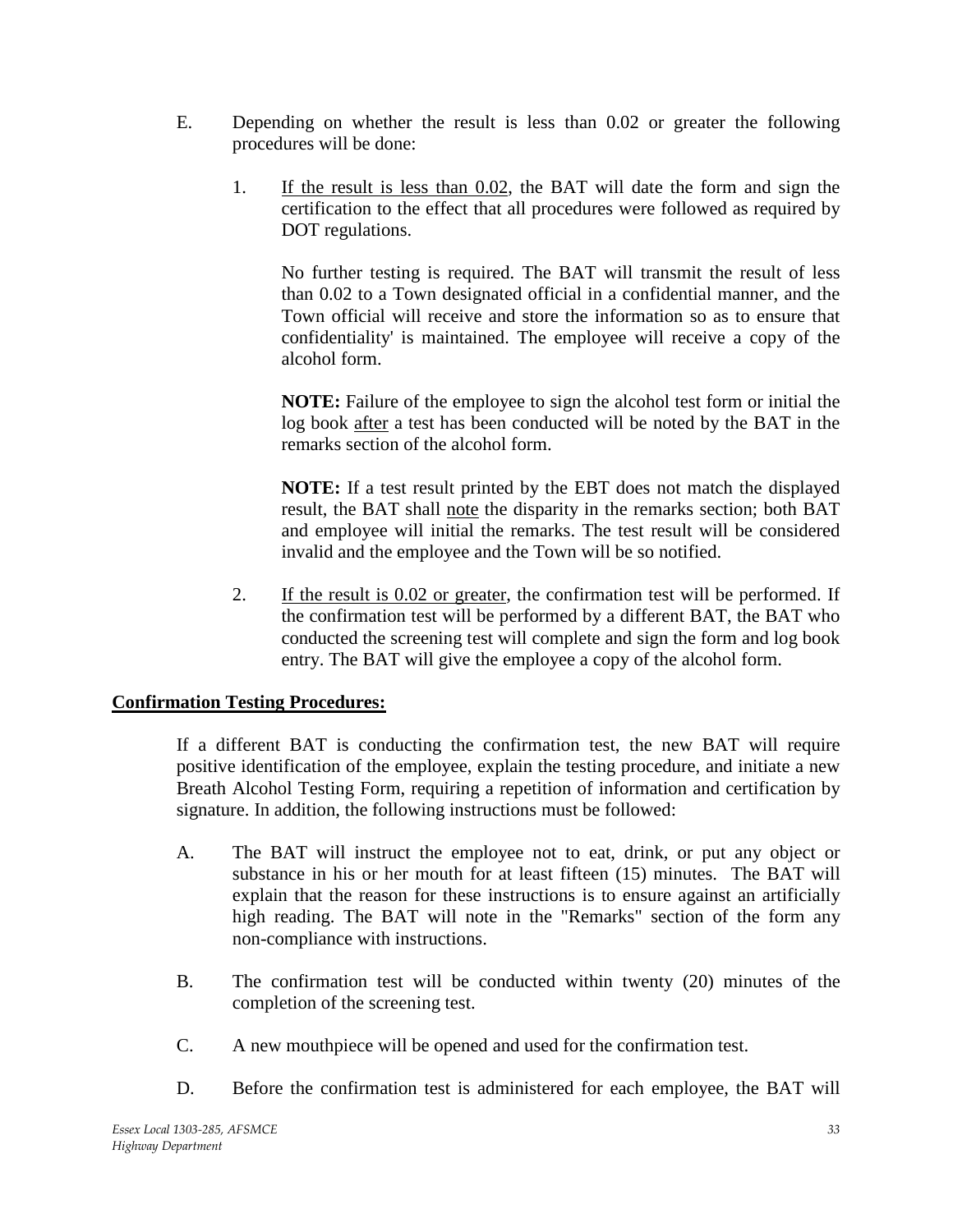E. Depending on whether the result is less than 0.02 or greater the following procedures will be done:

1. If the result is less than 0.02, the BAT will date the form and sign the certification to the effect that all procedures were followed as required by DOT regulations.

   No further testing is required. The BAT will transmit the result of less than 0.02 to a Town designated official in a confidential manner, and the Town official will receive and store the information so as to ensure that confidentiality' is maintained. The employee will receive a copy of the alcohol form.

   **NOTE:** Failure of the employee to sign the alcohol test form or initial the log book after a test has been conducted will be noted by the BAT in the remarks section of the alcohol form.

   **NOTE:** If a test result printed by the EBT does not match the displayed result, the BAT shall note the disparity in the remarks section; both BAT and employee will initial the remarks. The test result will be considered invalid and the employee and the Town will be so notified.

2. If the result is 0.02 or greater, the confirmation test will be performed. If the confirmation test will be performed by a different BAT, the BAT who conducted the screening test will complete and sign the form and log book entry. The BAT will give the employee a copy of the alcohol form.

**Confirmation Testing Procedures:**

If a different BAT is conducting the confirmation test, the new BAT will require positive identification of the employee, explain the testing procedure, and initiate a new Breath Alcohol Testing Form, requiring a repetition of information and certification by signature. In addition, the following instructions must be followed:

A. The BAT will instruct the employee not to eat, drink, or put any object or substance in his or her mouth for at least fifteen (15) minutes. The BAT will explain that the reason for these instructions is to ensure against an artificially high reading. The BAT will note in the "Remarks" section of the form any non-compliance with instructions.

B. The confirmation test will be conducted within twenty (20) minutes of the completion of the screening test.

C. A new mouthpiece will be opened and used for the confirmation test.

D. Before the confirmation test is administered for each employee, the BAT will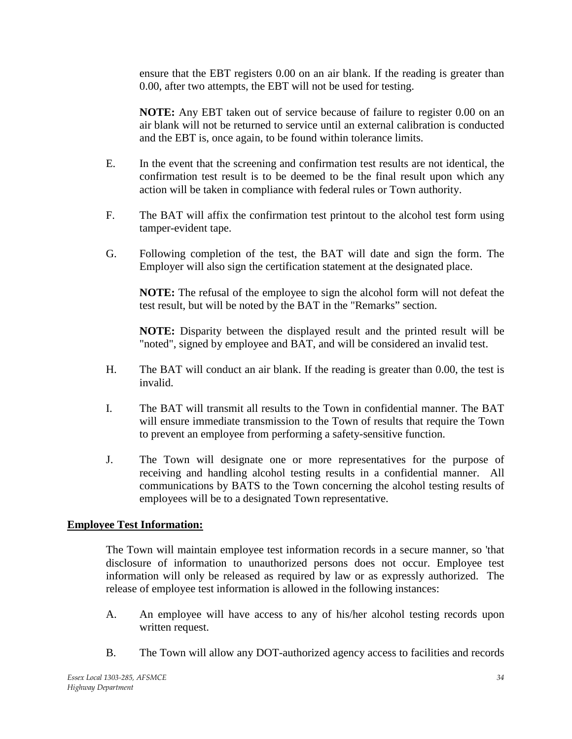ensure that the EBT registers 0.00 on an air blank. If the reading is greater than 0.00, after two attempts, the EBT will not be used for testing.

**NOTE:** Any EBT taken out of service because of failure to register 0.00 on an air blank will not be returned to service until an external calibration is conducted and the EBT is, once again, to be found within tolerance limits.

E. In the event that the screening and confirmation test results are not identical, the confirmation test result is to be deemed to be the final result upon which any action will be taken in compliance with federal rules or Town authority.

F. The BAT will affix the confirmation test printout to the alcohol test form using tamper-evident tape.

G. Following completion of the test, the BAT will date and sign the form. The Employer will also sign the certification statement at the designated place.

**NOTE:** The refusal of the employee to sign the alcohol form will not defeat the test result, but will be noted by the BAT in the "Remarks" section.

**NOTE:** Disparity between the displayed result and the printed result will be "noted", signed by employee and BAT, and will be considered an invalid test.

H. The BAT will conduct an air blank. If the reading is greater than 0.00, the test is invalid.

I. The BAT will transmit all results to the Town in confidential manner. The BAT will ensure immediate transmission to the Town of results that require the Town to prevent an employee from performing a safety-sensitive function.

J. The Town will designate one or more representatives for the purpose of receiving and handling alcohol testing results in a confidential manner. All communications by BATS to the Town concerning the alcohol testing results of employees will be to a designated Town representative.

**Employee Test Information:**

The Town will maintain employee test information records in a secure manner, so 'that disclosure of information to unauthorized persons does not occur. Employee test information will only be released as required by law or as expressly authorized. The release of employee test information is allowed in the following instances:

A. An employee will have access to any of his/her alcohol testing records upon written request.

B. The Town will allow any DOT-authorized agency access to facilities and records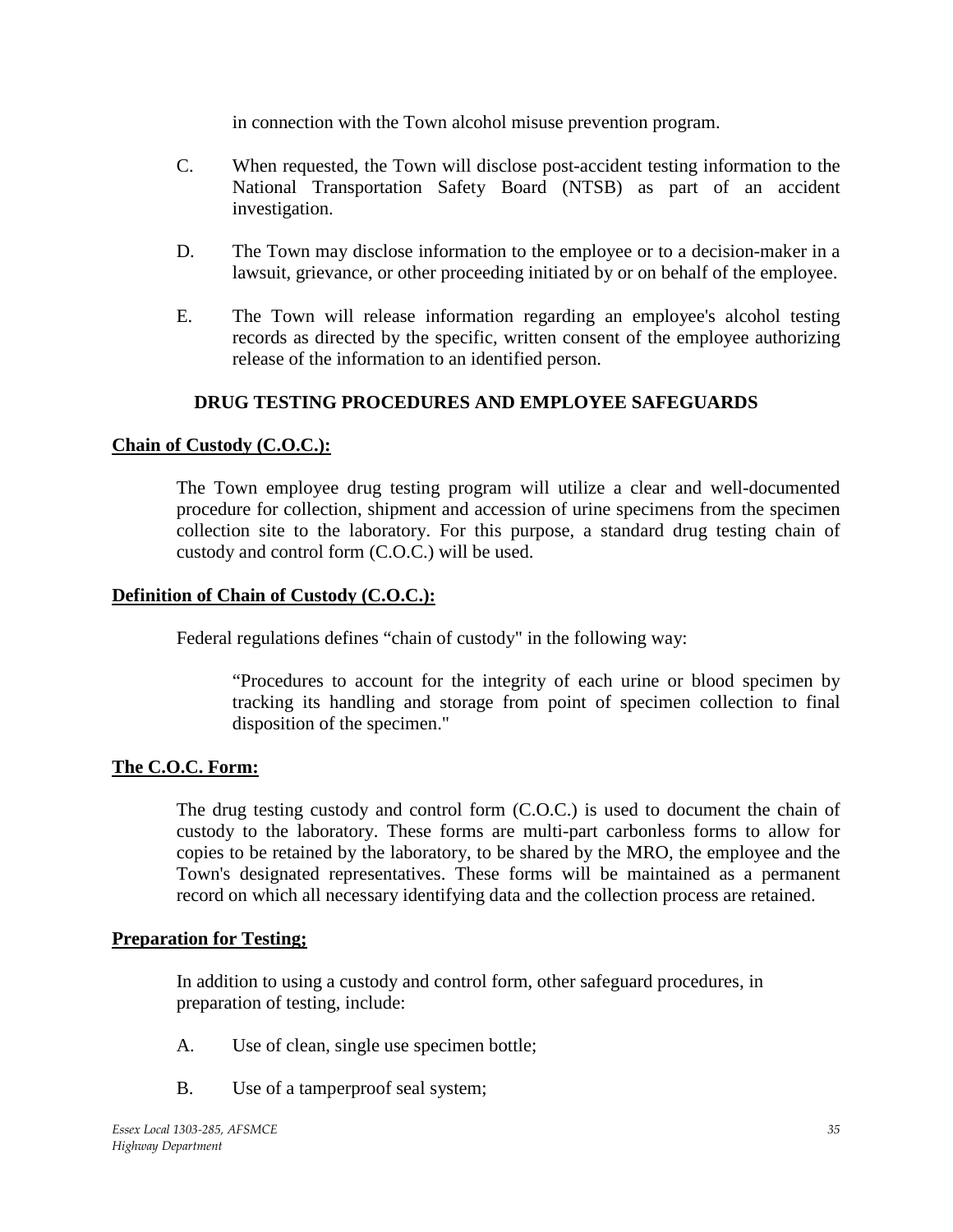in connection with the Town alcohol misuse prevention program.

C. When requested, the Town will disclose post-accident testing information to the National Transportation Safety Board (NTSB) as part of an accident investigation.

D. The Town may disclose information to the employee or to a decision-maker in a lawsuit, grievance, or other proceeding initiated by or on behalf of the employee.

E. The Town will release information regarding an employee's alcohol testing records as directed by the specific, written consent of the employee authorizing release of the information to an identified person.

## DRUG TESTING PROCEDURES AND EMPLOYEE SAFEGUARDS

**Chain of Custody (C.O.C.):**

The Town employee drug testing program will utilize a clear and well-documented procedure for collection, shipment and accession of urine specimens from the specimen collection site to the laboratory. For this purpose, a standard drug testing chain of custody and control form (C.O.C.) will be used.

**Definition of Chain of Custody (C.O.C.):**

Federal regulations defines "chain of custody" in the following way:

> "Procedures to account for the integrity of each urine or blood specimen by tracking its handling and storage from point of specimen collection to final disposition of the specimen."

**The C.O.C. Form:**

The drug testing custody and control form (C.O.C.) is used to document the chain of custody to the laboratory. These forms are multi-part carbonless forms to allow for copies to be retained by the laboratory, to be shared by the MRO, the employee and the Town's designated representatives. These forms will be maintained as a permanent record on which all necessary identifying data and the collection process are retained.

**Preparation for Testing;**

In addition to using a custody and control form, other safeguard procedures, in preparation of testing, include:

A. Use of clean, single use specimen bottle;

B. Use of a tamperproof seal system;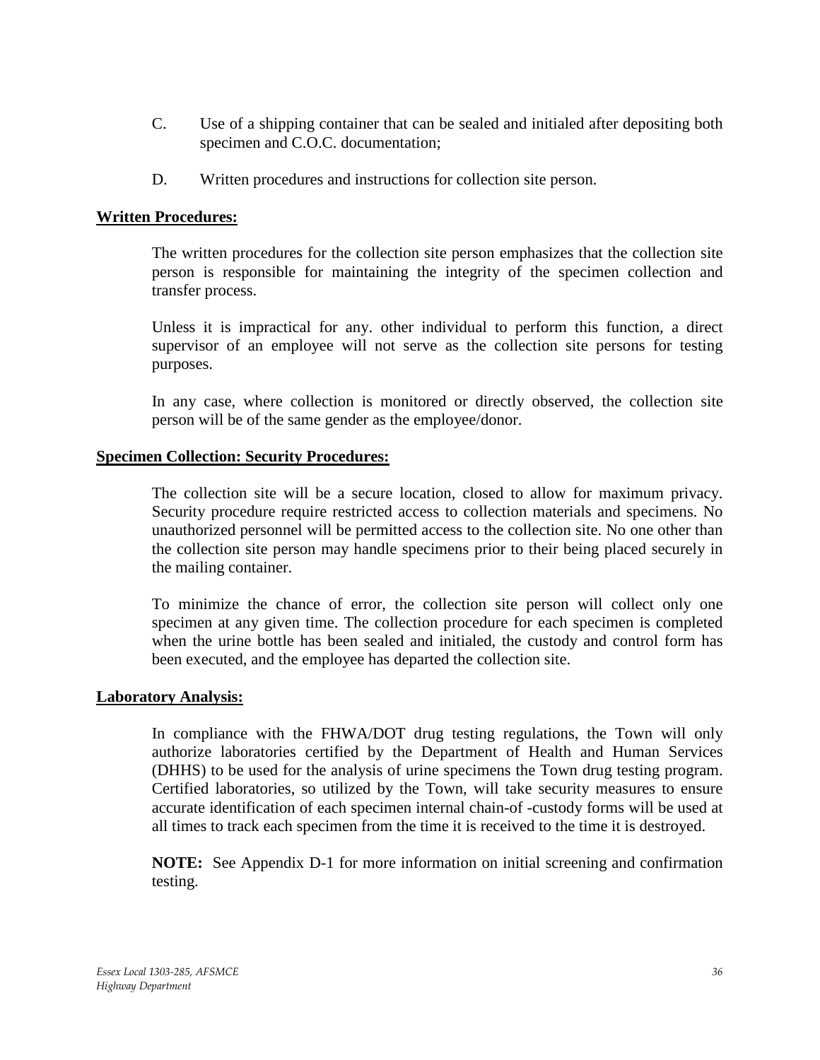C. Use of a shipping container that can be sealed and initialed after depositing both specimen and C.O.C. documentation;

D. Written procedures and instructions for collection site person.

**Written Procedures:**

The written procedures for the collection site person emphasizes that the collection site person is responsible for maintaining the integrity of the specimen collection and transfer process.

Unless it is impractical for any. other individual to perform this function, a direct supervisor of an employee will not serve as the collection site persons for testing purposes.

In any case, where collection is monitored or directly observed, the collection site person will be of the same gender as the employee/donor.

**Specimen Collection: Security Procedures:**

The collection site will be a secure location, closed to allow for maximum privacy. Security procedure require restricted access to collection materials and specimens. No unauthorized personnel will be permitted access to the collection site. No one other than the collection site person may handle specimens prior to their being placed securely in the mailing container.

To minimize the chance of error, the collection site person will collect only one specimen at any given time. The collection procedure for each specimen is completed when the urine bottle has been sealed and initialed, the custody and control form has been executed, and the employee has departed the collection site.

**Laboratory Analysis:**

In compliance with the FHWA/DOT drug testing regulations, the Town will only authorize laboratories certified by the Department of Health and Human Services (DHHS) to be used for the analysis of urine specimens the Town drug testing program. Certified laboratories, so utilized by the Town, will take security measures to ensure accurate identification of each specimen internal chain-of -custody forms will be used at all times to track each specimen from the time it is received to the time it is destroyed.

**NOTE:** See Appendix D-1 for more information on initial screening and confirmation testing.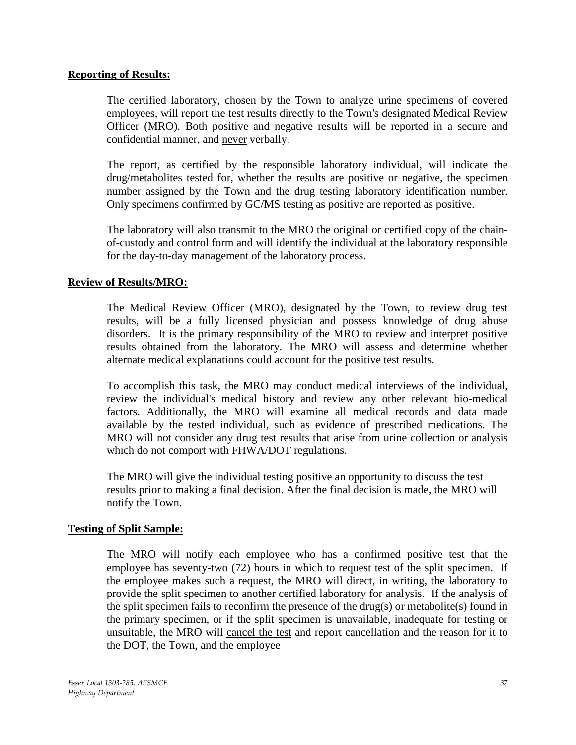**Reporting of Results:**

The certified laboratory, chosen by the Town to analyze urine specimens of covered employees, will report the test results directly to the Town's designated Medical Review Officer (MRO). Both positive and negative results will be reported in a secure and confidential manner, and never verbally.

The report, as certified by the responsible laboratory individual, will indicate the drug/metabolites tested for, whether the results are positive or negative, the specimen number assigned by the Town and the drug testing laboratory identification number. Only specimens confirmed by GC/MS testing as positive are reported as positive.

The laboratory will also transmit to the MRO the original or certified copy of the chain-of-custody and control form and will identify the individual at the laboratory responsible for the day-to-day management of the laboratory process.

**Review of Results/MRO:**

The Medical Review Officer (MRO), designated by the Town, to review drug test results, will be a fully licensed physician and possess knowledge of drug abuse disorders. It is the primary responsibility of the MRO to review and interpret positive results obtained from the laboratory. The MRO will assess and determine whether alternate medical explanations could account for the positive test results.

To accomplish this task, the MRO may conduct medical interviews of the individual, review the individual's medical history and review any other relevant bio-medical factors. Additionally, the MRO will examine all medical records and data made available by the tested individual, such as evidence of prescribed medications. The MRO will not consider any drug test results that arise from urine collection or analysis which do not comport with FHWA/DOT regulations.

The MRO will give the individual testing positive an opportunity to discuss the test results prior to making a final decision. After the final decision is made, the MRO will notify the Town.

**Testing of Split Sample:**

The MRO will notify each employee who has a confirmed positive test that the employee has seventy-two (72) hours in which to request test of the split specimen. If the employee makes such a request, the MRO will direct, in writing, the laboratory to provide the split specimen to another certified laboratory for analysis. If the analysis of the split specimen fails to reconfirm the presence of the drug(s) or metabolite(s) found in the primary specimen, or if the split specimen is unavailable, inadequate for testing or unsuitable, the MRO will cancel the test and report cancellation and the reason for it to the DOT, the Town, and the employee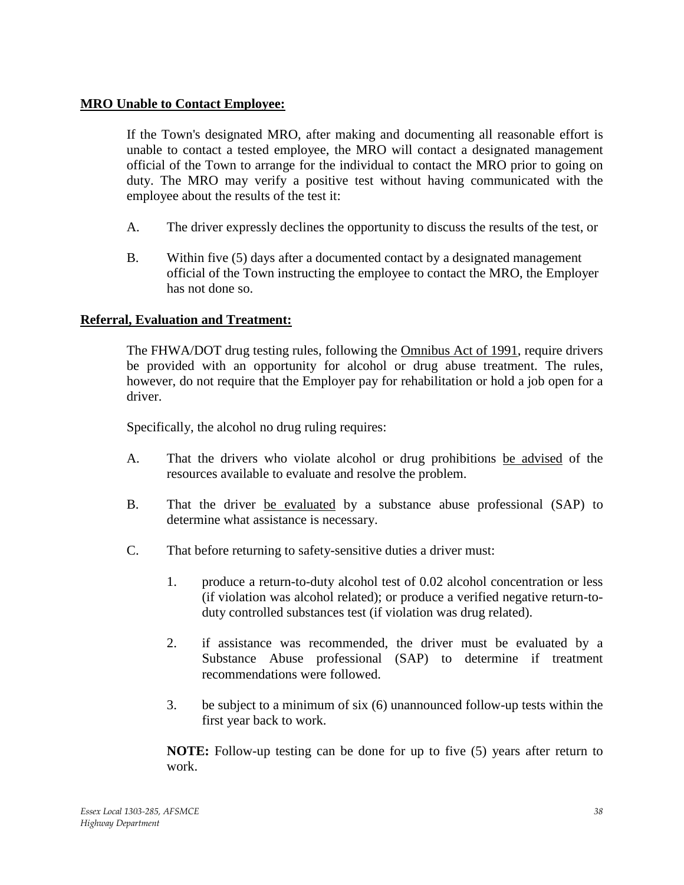**MRO Unable to Contact Employee:**

If the Town's designated MRO, after making and documenting all reasonable effort is unable to contact a tested employee, the MRO will contact a designated management official of the Town to arrange for the individual to contact the MRO prior to going on duty. The MRO may verify a positive test without having communicated with the employee about the results of the test it:

A. The driver expressly declines the opportunity to discuss the results of the test, or

B. Within five (5) days after a documented contact by a designated management official of the Town instructing the employee to contact the MRO, the Employer has not done so.

**Referral, Evaluation and Treatment:**

The FHWA/DOT drug testing rules, following the Omnibus Act of 1991, require drivers be provided with an opportunity for alcohol or drug abuse treatment. The rules, however, do not require that the Employer pay for rehabilitation or hold a job open for a driver.

Specifically, the alcohol no drug ruling requires:

A. That the drivers who violate alcohol or drug prohibitions be advised of the resources available to evaluate and resolve the problem.

B. That the driver be evaluated by a substance abuse professional (SAP) to determine what assistance is necessary.

C. That before returning to safety-sensitive duties a driver must:

   1. produce a return-to-duty alcohol test of 0.02 alcohol concentration or less (if violation was alcohol related); or produce a verified negative return-to-duty controlled substances test (if violation was drug related).

   2. if assistance was recommended, the driver must be evaluated by a Substance Abuse professional (SAP) to determine if treatment recommendations were followed.

   3. be subject to a minimum of six (6) unannounced follow-up tests within the first year back to work.

   **NOTE:** Follow-up testing can be done for up to five (5) years after return to work.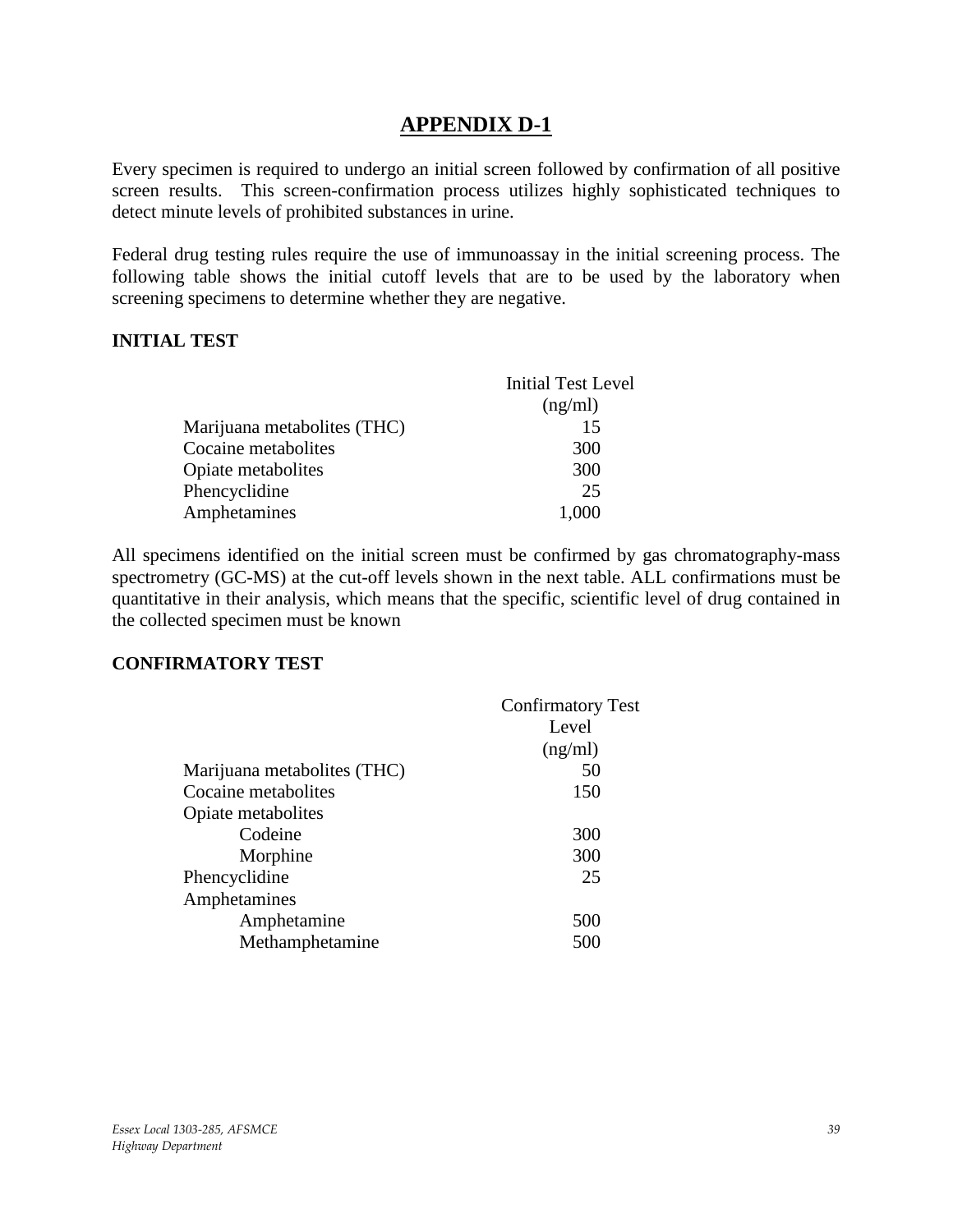# APPENDIX D-1

Every specimen is required to undergo an initial screen followed by confirmation of all positive screen results. This screen-confirmation process utilizes highly sophisticated techniques to detect minute levels of prohibited substances in urine.

Federal drug testing rules require the use of immunoassay in the initial screening process. The following table shows the initial cutoff levels that are to be used by the laboratory when screening specimens to determine whether they are negative.

**INITIAL TEST**

| | Initial Test Level (ng/ml) |
|---|---|
| Marijuana metabolites (THC) | 15 |
| Cocaine metabolites | 300 |
| Opiate metabolites | 300 |
| Phencyclidine | 25 |
| Amphetamines | 1,000 |

All specimens identified on the initial screen must be confirmed by gas chromatography-mass spectrometry (GC-MS) at the cut-off levels shown in the next table. ALL confirmations must be quantitative in their analysis, which means that the specific, scientific level of drug contained in the collected specimen must be known

**CONFIRMATORY TEST**

| | Confirmatory Test Level (ng/ml) |
|---|---|
| Marijuana metabolites (THC) | 50 |
| Cocaine metabolites | 150 |
| Opiate metabolites | |
| Codeine | 300 |
| Morphine | 300 |
| Phencyclidine | 25 |
| Amphetamines | |
| Amphetamine | 500 |
| Methamphetamine | 500 |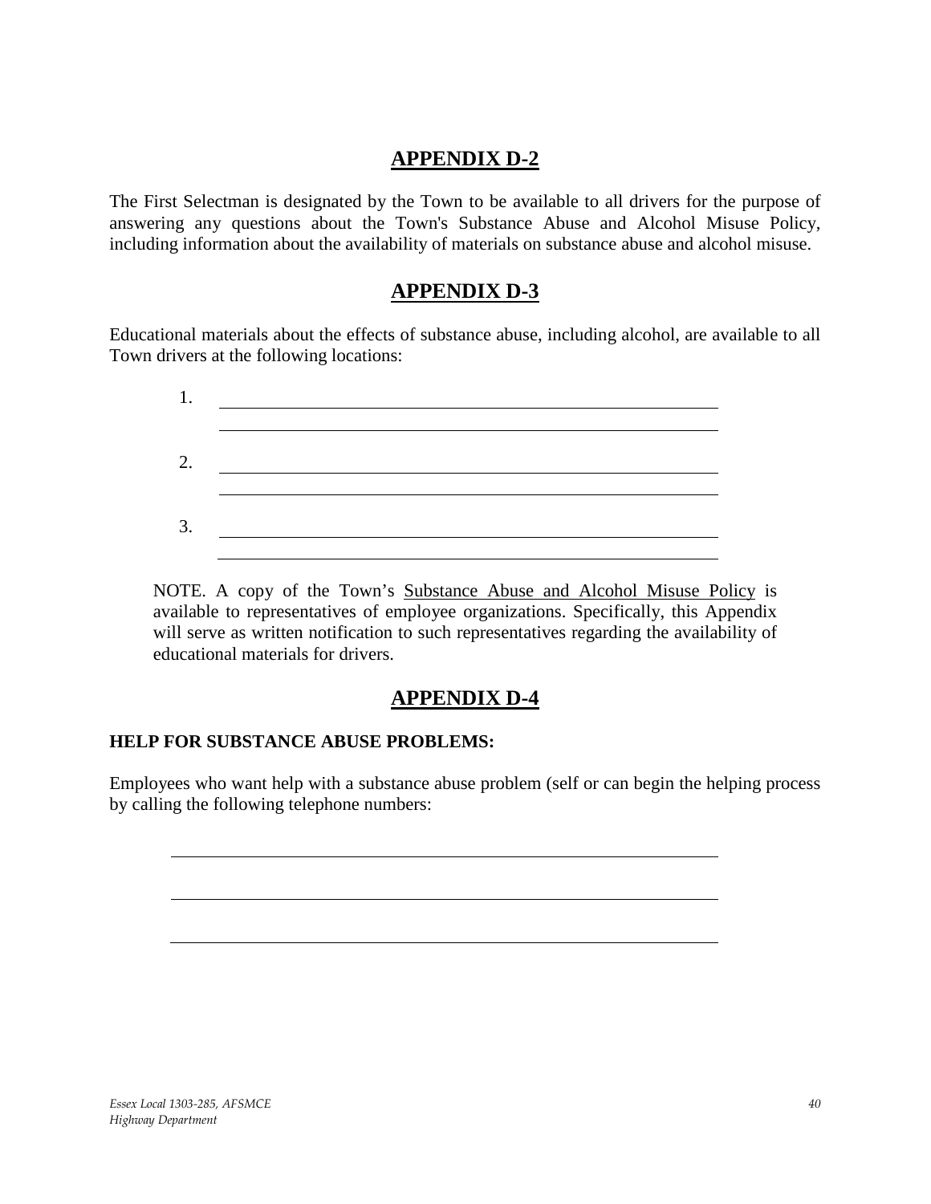## APPENDIX D-2

The First Selectman is designated by the Town to be available to all drivers for the purpose of answering any questions about the Town's Substance Abuse and Alcohol Misuse Policy, including information about the availability of materials on substance abuse and alcohol misuse.

## APPENDIX D-3

Educational materials about the effects of substance abuse, including alcohol, are available to all Town drivers at the following locations:

1. ______________________________________________
   ______________________________________________

2. ______________________________________________
   ______________________________________________

3. ______________________________________________
   ______________________________________________

NOTE. A copy of the Town's Substance Abuse and Alcohol Misuse Policy is available to representatives of employee organizations. Specifically, this Appendix will serve as written notification to such representatives regarding the availability of educational materials for drivers.

## APPENDIX D-4

**HELP FOR SUBSTANCE ABUSE PROBLEMS:**

Employees who want help with a substance abuse problem (self or can begin the helping process by calling the following telephone numbers:

______________________________________________

______________________________________________

______________________________________________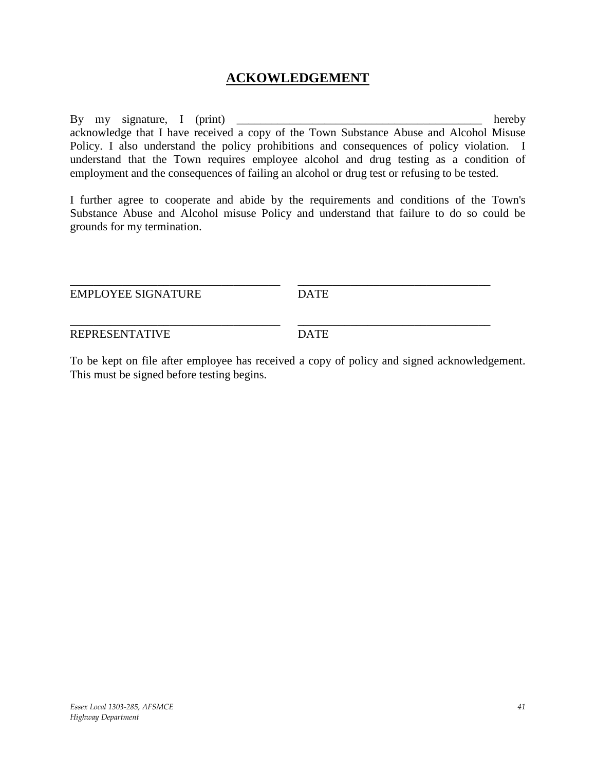## ACKOWLEDGEMENT

By my signature, I (print) ___________________________________________ hereby acknowledge that I have received a copy of the Town Substance Abuse and Alcohol Misuse Policy. I also understand the policy prohibitions and consequences of policy violation. I understand that the Town requires employee alcohol and drug testing as a condition of employment and the consequences of failing an alcohol or drug test or refusing to be tested.

I further agree to cooperate and abide by the requirements and conditions of the Town's Substance Abuse and Alcohol misuse Policy and understand that failure to do so could be grounds for my termination.

_____________________________________ __________________________________
EMPLOYEE SIGNATURE DATE

_____________________________________ __________________________________
REPRESENTATIVE DATE

To be kept on file after employee has received a copy of policy and signed acknowledgement. This must be signed before testing begins.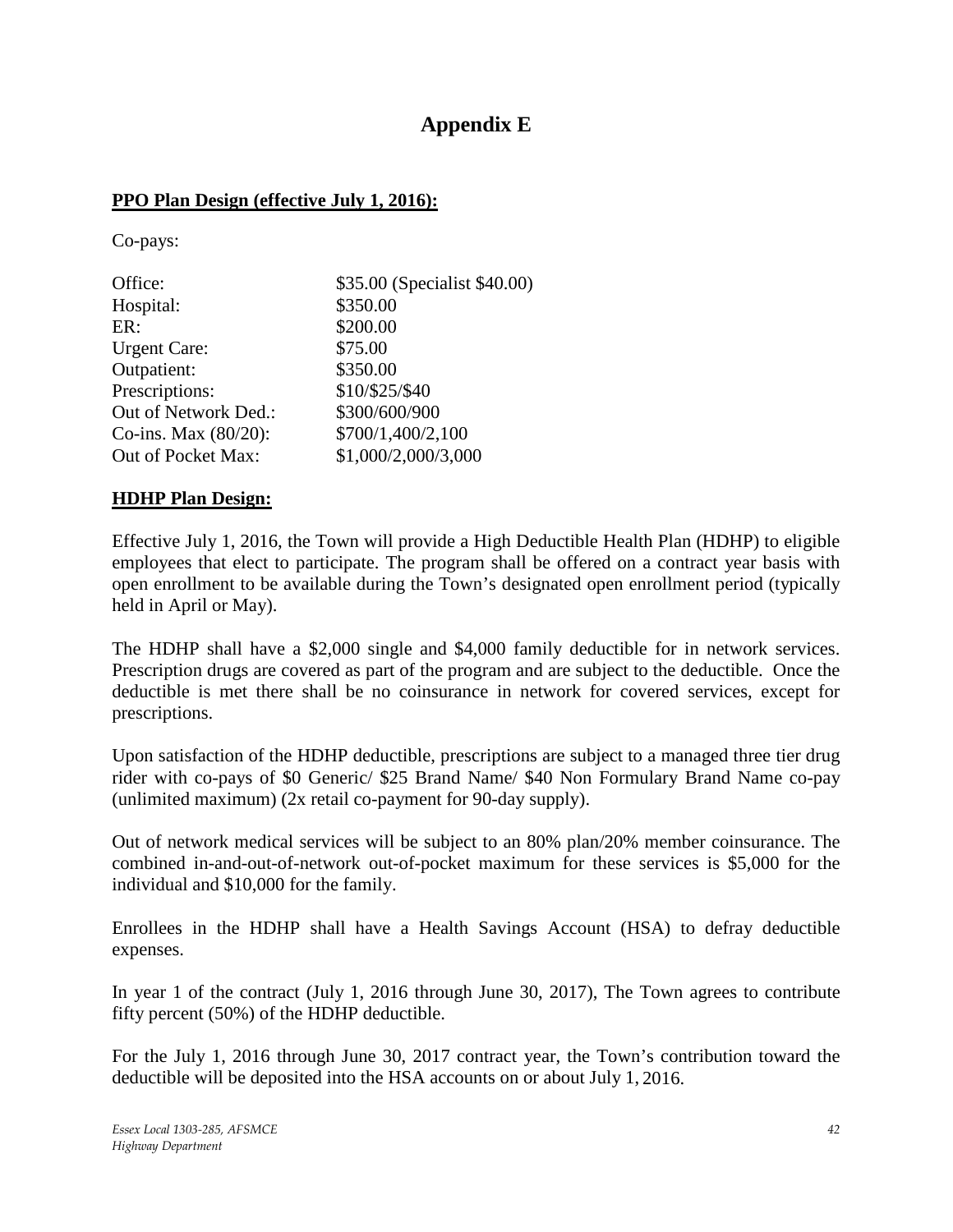# Appendix E

**PPO Plan Design (effective July 1, 2016):**

Co-pays:

| | |
|---|---|
| Office: | $35.00 (Specialist $40.00) |
| Hospital: | $350.00 |
| ER: | $200.00 |
| Urgent Care: | $75.00 |
| Outpatient: | $350.00 |
| Prescriptions: | $10/$25/$40 |
| Out of Network Ded.: | $300/600/900 |
| Co-ins. Max (80/20): | $700/1,400/2,100 |
| Out of Pocket Max: | $1,000/2,000/3,000 |

**HDHP Plan Design:**

Effective July 1, 2016, the Town will provide a High Deductible Health Plan (HDHP) to eligible employees that elect to participate. The program shall be offered on a contract year basis with open enrollment to be available during the Town's designated open enrollment period (typically held in April or May).

The HDHP shall have a $2,000 single and $4,000 family deductible for in network services. Prescription drugs are covered as part of the program and are subject to the deductible. Once the deductible is met there shall be no coinsurance in network for covered services, except for prescriptions.

Upon satisfaction of the HDHP deductible, prescriptions are subject to a managed three tier drug rider with co-pays of $0 Generic/ $25 Brand Name/ $40 Non Formulary Brand Name co-pay (unlimited maximum) (2x retail co-payment for 90-day supply).

Out of network medical services will be subject to an 80% plan/20% member coinsurance. The combined in-and-out-of-network out-of-pocket maximum for these services is $5,000 for the individual and $10,000 for the family.

Enrollees in the HDHP shall have a Health Savings Account (HSA) to defray deductible expenses.

In year 1 of the contract (July 1, 2016 through June 30, 2017), The Town agrees to contribute fifty percent (50%) of the HDHP deductible.

For the July 1, 2016 through June 30, 2017 contract year, the Town's contribution toward the deductible will be deposited into the HSA accounts on or about July 1, 2016.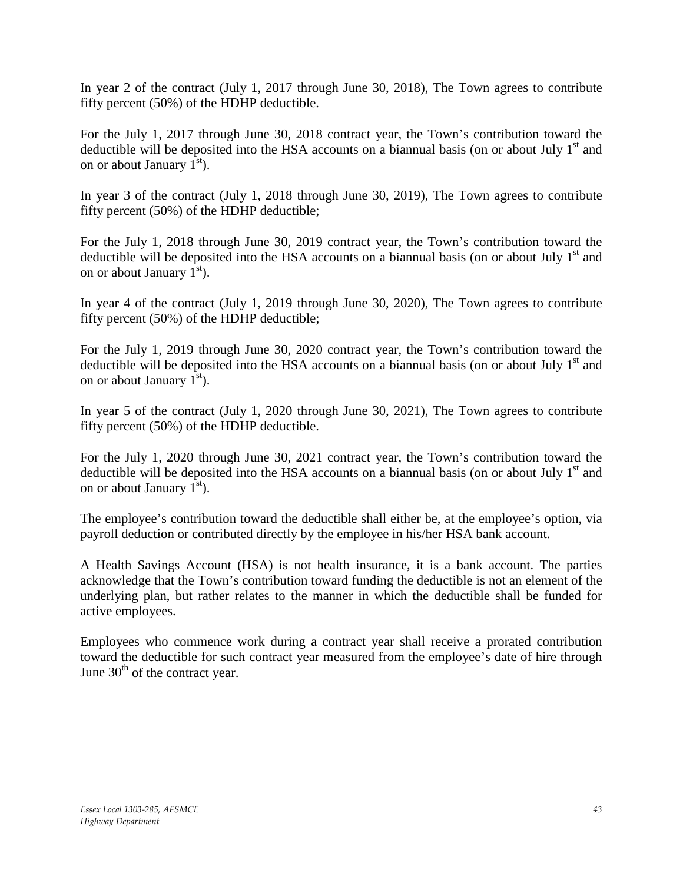In year 2 of the contract (July 1, 2017 through June 30, 2018), The Town agrees to contribute fifty percent (50%) of the HDHP deductible.

For the July 1, 2017 through June 30, 2018 contract year, the Town's contribution toward the deductible will be deposited into the HSA accounts on a biannual basis (on or about July 1st and on or about January 1st).

In year 3 of the contract (July 1, 2018 through June 30, 2019), The Town agrees to contribute fifty percent (50%) of the HDHP deductible;

For the July 1, 2018 through June 30, 2019 contract year, the Town's contribution toward the deductible will be deposited into the HSA accounts on a biannual basis (on or about July 1st and on or about January 1st).

In year 4 of the contract (July 1, 2019 through June 30, 2020), The Town agrees to contribute fifty percent (50%) of the HDHP deductible;

For the July 1, 2019 through June 30, 2020 contract year, the Town's contribution toward the deductible will be deposited into the HSA accounts on a biannual basis (on or about July 1st and on or about January 1st).

In year 5 of the contract (July 1, 2020 through June 30, 2021), The Town agrees to contribute fifty percent (50%) of the HDHP deductible.

For the July 1, 2020 through June 30, 2021 contract year, the Town's contribution toward the deductible will be deposited into the HSA accounts on a biannual basis (on or about July 1st and on or about January 1st).

The employee's contribution toward the deductible shall either be, at the employee's option, via payroll deduction or contributed directly by the employee in his/her HSA bank account.

A Health Savings Account (HSA) is not health insurance, it is a bank account. The parties acknowledge that the Town's contribution toward funding the deductible is not an element of the underlying plan, but rather relates to the manner in which the deductible shall be funded for active employees.

Employees who commence work during a contract year shall receive a prorated contribution toward the deductible for such contract year measured from the employee's date of hire through June 30th of the contract year.